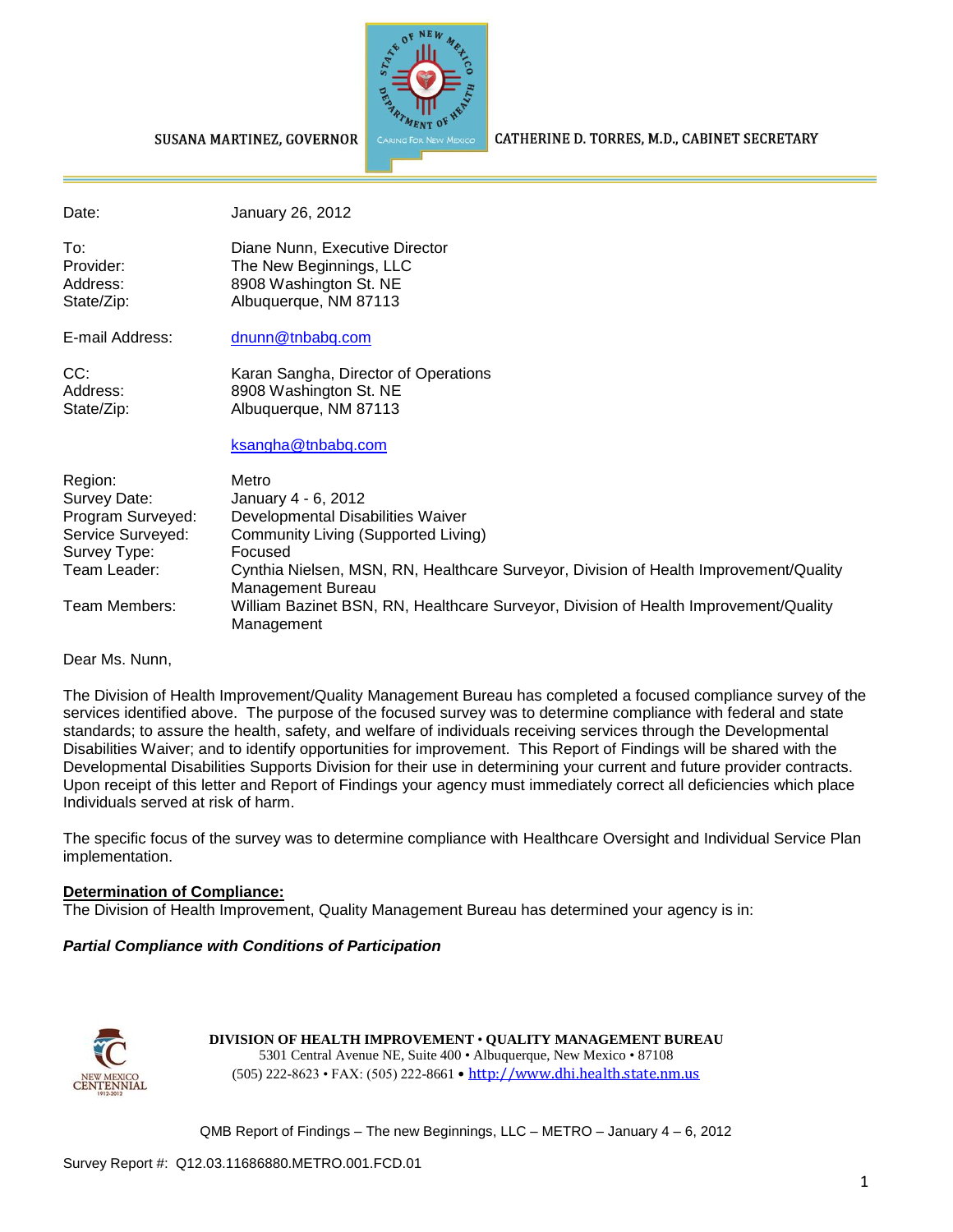SUSANA MARTINEZ, GOVERNOR

CATHERINE D. TORRES, M.D., CABINET SECRETARY

| | |
|---|---|
| Date: | January 26, 2012 |
| To: | Diane Nunn, Executive Director |
| Provider: | The New Beginnings, LLC |
| Address: | 8908 Washington St. NE |
| State/Zip: | Albuquerque, NM 87113 |
| E-mail Address: | dnunn@tnbabq.com |
| CC: | Karan Sangha, Director of Operations |
| Address: | 8908 Washington St. NE |
| State/Zip: | Albuquerque, NM 87113 |
| | ksangha@tnbabq.com |
| Region: | Metro |
| Survey Date: | January 4 - 6, 2012 |
| Program Surveyed: | Developmental Disabilities Waiver |
| Service Surveyed: | Community Living (Supported Living) |
| Survey Type: | Focused |
| Team Leader: | Cynthia Nielsen, MSN, RN, Healthcare Surveyor, Division of Health Improvement/Quality Management Bureau |
| Team Members: | William Bazinet BSN, RN, Healthcare Surveyor, Division of Health Improvement/Quality Management |

Dear Ms. Nunn,

The Division of Health Improvement/Quality Management Bureau has completed a focused compliance survey of the services identified above. The purpose of the focused survey was to determine compliance with federal and state standards; to assure the health, safety, and welfare of individuals receiving services through the Developmental Disabilities Waiver; and to identify opportunities for improvement. This Report of Findings will be shared with the Developmental Disabilities Supports Division for their use in determining your current and future provider contracts. Upon receipt of this letter and Report of Findings your agency must immediately correct all deficiencies which place Individuals served at risk of harm.

The specific focus of the survey was to determine compliance with Healthcare Oversight and Individual Service Plan implementation.

**Determination of Compliance:**

The Division of Health Improvement, Quality Management Bureau has determined your agency is in:

***Partial Compliance with Conditions of Participation***

**DIVISION OF HEALTH IMPROVEMENT • QUALITY MANAGEMENT BUREAU**
5301 Central Avenue NE, Suite 400 • Albuquerque, New Mexico • 87108
(505) 222-8623 • FAX: (505) 222-8661 • http://www.dhi.health.state.nm.us

Survey Report #: Q12.03.11686880.METRO.001.FCD.01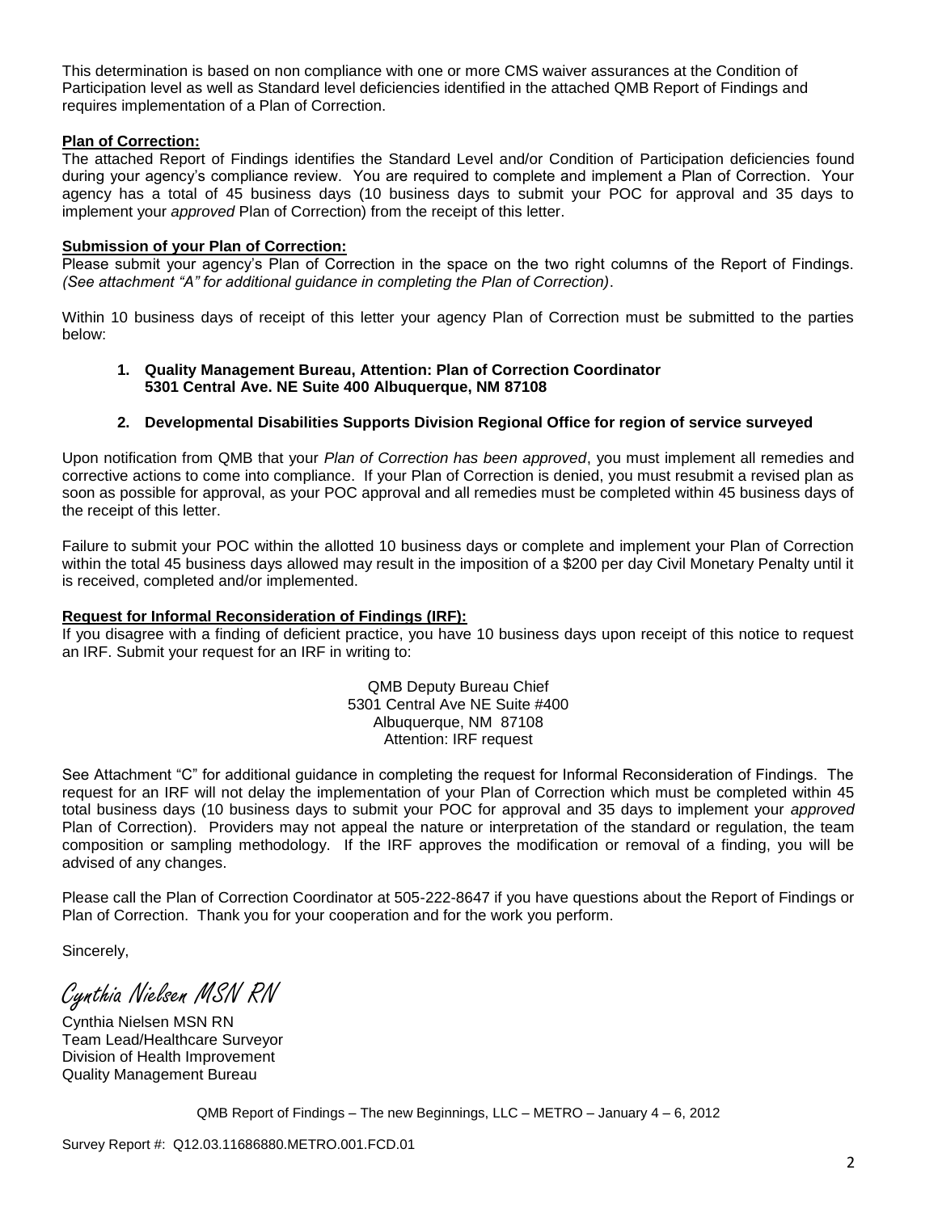This determination is based on non compliance with one or more CMS waiver assurances at the Condition of Participation level as well as Standard level deficiencies identified in the attached QMB Report of Findings and requires implementation of a Plan of Correction.

**Plan of Correction:**

The attached Report of Findings identifies the Standard Level and/or Condition of Participation deficiencies found during your agency's compliance review. You are required to complete and implement a Plan of Correction. Your agency has a total of 45 business days (10 business days to submit your POC for approval and 35 days to implement your *approved* Plan of Correction) from the receipt of this letter.

**Submission of your Plan of Correction:**

Please submit your agency's Plan of Correction in the space on the two right columns of the Report of Findings. *(See attachment "A" for additional guidance in completing the Plan of Correction)*.

Within 10 business days of receipt of this letter your agency Plan of Correction must be submitted to the parties below:

1. **Quality Management Bureau, Attention: Plan of Correction Coordinator 5301 Central Ave. NE Suite 400 Albuquerque, NM 87108**

2. **Developmental Disabilities Supports Division Regional Office for region of service surveyed**

Upon notification from QMB that your *Plan of Correction has been approved*, you must implement all remedies and corrective actions to come into compliance. If your Plan of Correction is denied, you must resubmit a revised plan as soon as possible for approval, as your POC approval and all remedies must be completed within 45 business days of the receipt of this letter.

Failure to submit your POC within the allotted 10 business days or complete and implement your Plan of Correction within the total 45 business days allowed may result in the imposition of a $200 per day Civil Monetary Penalty until it is received, completed and/or implemented.

**Request for Informal Reconsideration of Findings (IRF):**

If you disagree with a finding of deficient practice, you have 10 business days upon receipt of this notice to request an IRF. Submit your request for an IRF in writing to:

QMB Deputy Bureau Chief
5301 Central Ave NE Suite #400
Albuquerque, NM 87108
Attention: IRF request

See Attachment "C" for additional guidance in completing the request for Informal Reconsideration of Findings. The request for an IRF will not delay the implementation of your Plan of Correction which must be completed within 45 total business days (10 business days to submit your POC for approval and 35 days to implement your *approved* Plan of Correction). Providers may not appeal the nature or interpretation of the standard or regulation, the team composition or sampling methodology. If the IRF approves the modification or removal of a finding, you will be advised of any changes.

Please call the Plan of Correction Coordinator at 505-222-8647 if you have questions about the Report of Findings or Plan of Correction. Thank you for your cooperation and for the work you perform.

Sincerely,

*Cynthia Nielsen MSN RN*

Cynthia Nielsen MSN RN
Team Lead/Healthcare Surveyor
Division of Health Improvement
Quality Management Bureau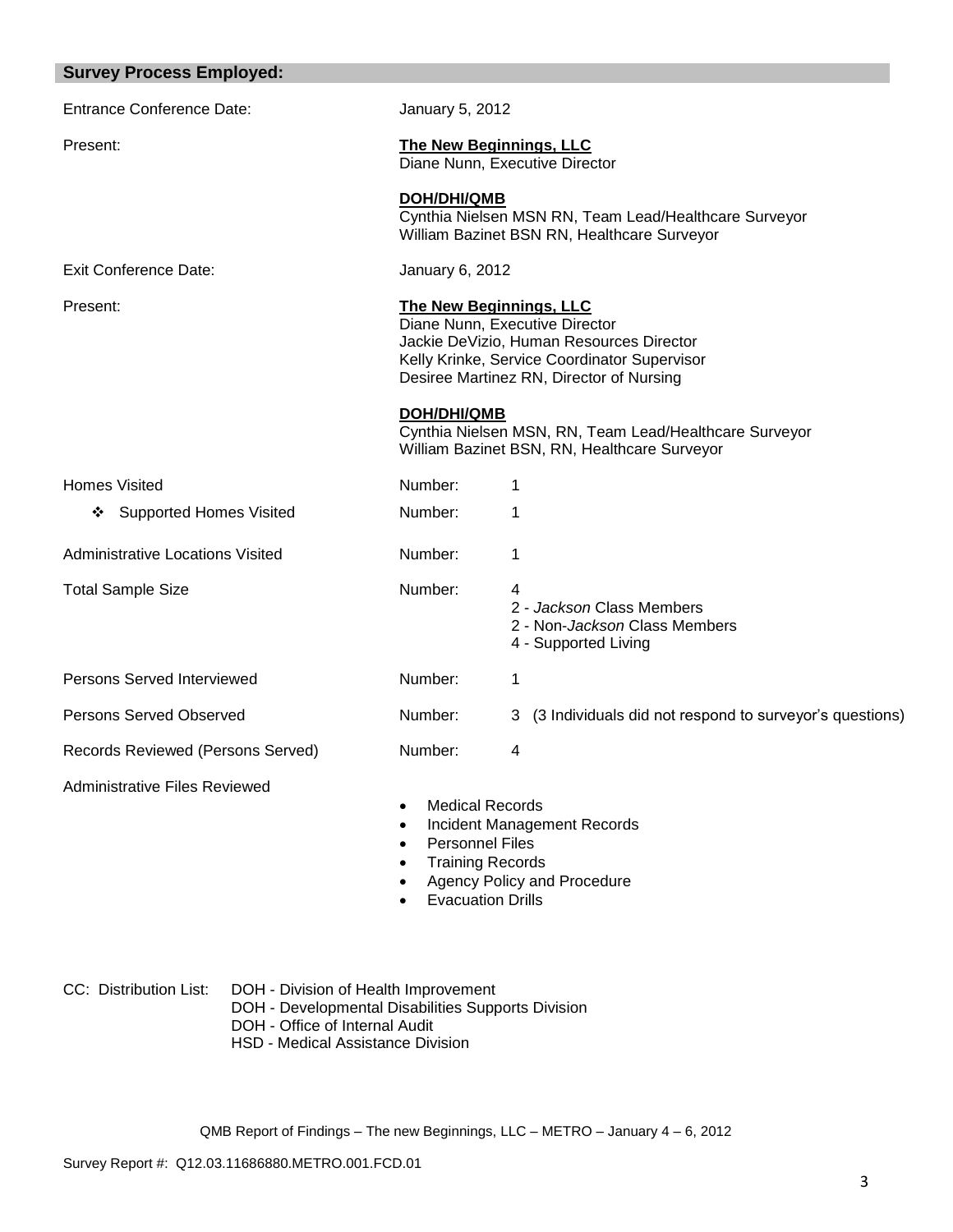## Survey Process Employed:

| | | |
|---|---|---|
| Entrance Conference Date: | January 5, 2012 | |
| Present: | **The New Beginnings, LLC**<br>Diane Nunn, Executive Director<br><br>**DOH/DHI/QMB**<br>Cynthia Nielsen MSN RN, Team Lead/Healthcare Surveyor<br>William Bazinet BSN RN, Healthcare Surveyor | |
| Exit Conference Date: | January 6, 2012 | |
| Present: | **The New Beginnings, LLC**<br>Diane Nunn, Executive Director<br>Jackie DeVizio, Human Resources Director<br>Kelly Krinke, Service Coordinator Supervisor<br>Desiree Martinez RN, Director of Nursing<br><br>**DOH/DHI/QMB**<br>Cynthia Nielsen MSN, RN, Team Lead/Healthcare Surveyor<br>William Bazinet BSN, RN, Healthcare Surveyor | |
| Homes Visited | Number: | 1 |
| ❖ Supported Homes Visited | Number: | 1 |
| Administrative Locations Visited | Number: | 1 |
| Total Sample Size | Number: | 4<br>2 - *Jackson* Class Members<br>2 - Non-*Jackson* Class Members<br>4 - Supported Living |
| Persons Served Interviewed | Number: | 1 |
| Persons Served Observed | Number: | 3 (3 Individuals did not respond to surveyor's questions) |
| Records Reviewed (Persons Served) | Number: | 4 |
| Administrative Files Reviewed | | |

- Medical Records
- Incident Management Records
- Personnel Files
- Training Records
- Agency Policy and Procedure
- Evacuation Drills

CC: Distribution List: DOH - Division of Health Improvement
DOH - Developmental Disabilities Supports Division
DOH - Office of Internal Audit
HSD - Medical Assistance Division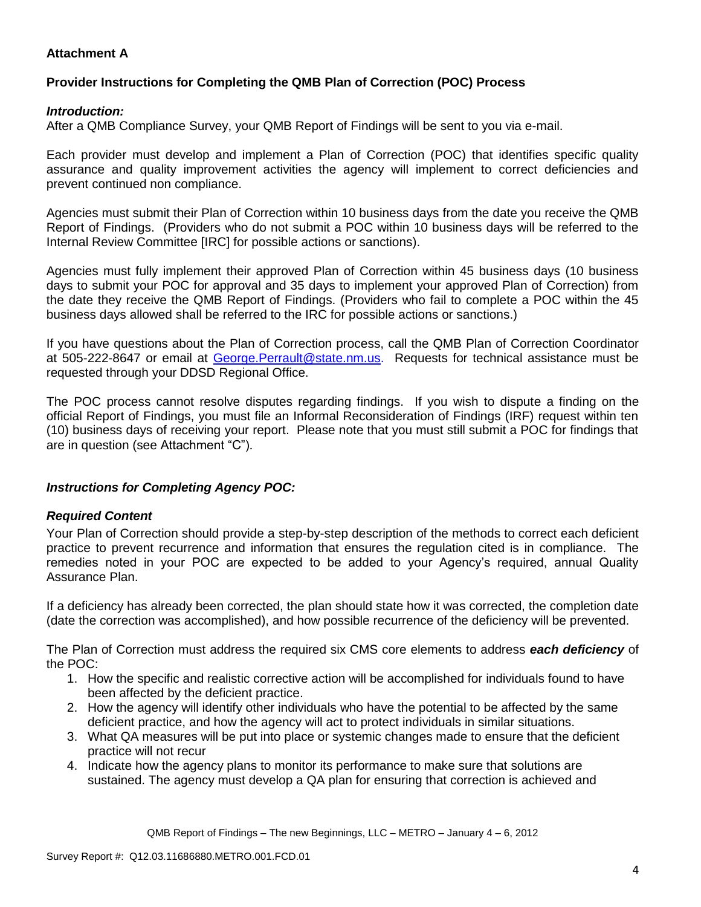**Attachment A**

**Provider Instructions for Completing the QMB Plan of Correction (POC) Process**

***Introduction:***

After a QMB Compliance Survey, your QMB Report of Findings will be sent to you via e-mail.

Each provider must develop and implement a Plan of Correction (POC) that identifies specific quality assurance and quality improvement activities the agency will implement to correct deficiencies and prevent continued non compliance.

Agencies must submit their Plan of Correction within 10 business days from the date you receive the QMB Report of Findings. (Providers who do not submit a POC within 10 business days will be referred to the Internal Review Committee [IRC] for possible actions or sanctions).

Agencies must fully implement their approved Plan of Correction within 45 business days (10 business days to submit your POC for approval and 35 days to implement your approved Plan of Correction) from the date they receive the QMB Report of Findings. (Providers who fail to complete a POC within the 45 business days allowed shall be referred to the IRC for possible actions or sanctions.)

If you have questions about the Plan of Correction process, call the QMB Plan of Correction Coordinator at 505-222-8647 or email at George.Perrault@state.nm.us. Requests for technical assistance must be requested through your DDSD Regional Office.

The POC process cannot resolve disputes regarding findings. If you wish to dispute a finding on the official Report of Findings, you must file an Informal Reconsideration of Findings (IRF) request within ten (10) business days of receiving your report. Please note that you must still submit a POC for findings that are in question (see Attachment "C").

***Instructions for Completing Agency POC:***

***Required Content***

Your Plan of Correction should provide a step-by-step description of the methods to correct each deficient practice to prevent recurrence and information that ensures the regulation cited is in compliance. The remedies noted in your POC are expected to be added to your Agency's required, annual Quality Assurance Plan.

If a deficiency has already been corrected, the plan should state how it was corrected, the completion date (date the correction was accomplished), and how possible recurrence of the deficiency will be prevented.

The Plan of Correction must address the required six CMS core elements to address ***each deficiency*** of the POC:

1. How the specific and realistic corrective action will be accomplished for individuals found to have been affected by the deficient practice.
2. How the agency will identify other individuals who have the potential to be affected by the same deficient practice, and how the agency will act to protect individuals in similar situations.
3. What QA measures will be put into place or systemic changes made to ensure that the deficient practice will not recur
4. Indicate how the agency plans to monitor its performance to make sure that solutions are sustained. The agency must develop a QA plan for ensuring that correction is achieved and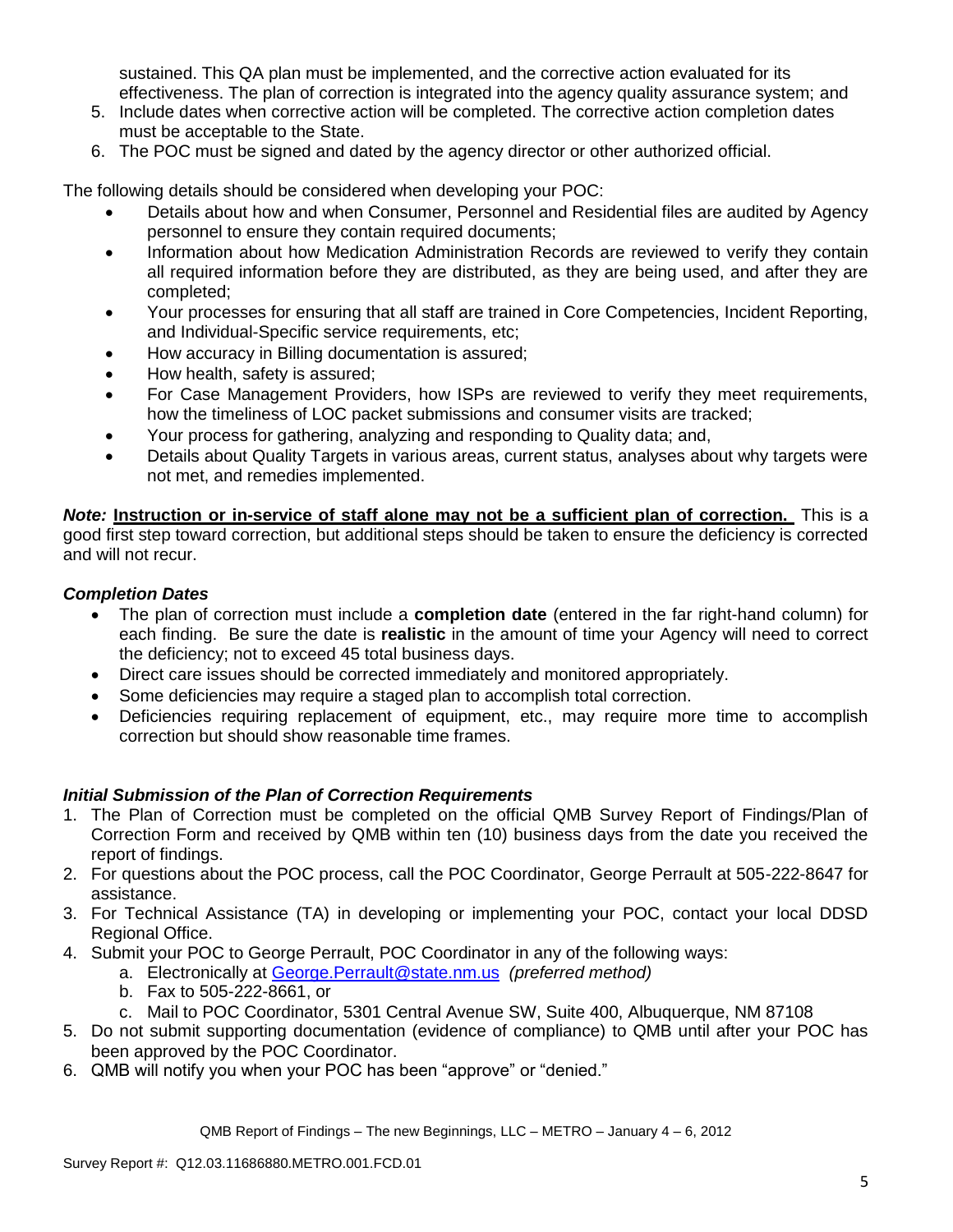sustained. This QA plan must be implemented, and the corrective action evaluated for its effectiveness. The plan of correction is integrated into the agency quality assurance system; and

5. Include dates when corrective action will be completed. The corrective action completion dates must be acceptable to the State.
6. The POC must be signed and dated by the agency director or other authorized official.

The following details should be considered when developing your POC:

- Details about how and when Consumer, Personnel and Residential files are audited by Agency personnel to ensure they contain required documents;
- Information about how Medication Administration Records are reviewed to verify they contain all required information before they are distributed, as they are being used, and after they are completed;
- Your processes for ensuring that all staff are trained in Core Competencies, Incident Reporting, and Individual-Specific service requirements, etc;
- How accuracy in Billing documentation is assured;
- How health, safety is assured;
- For Case Management Providers, how ISPs are reviewed to verify they meet requirements, how the timeliness of LOC packet submissions and consumer visits are tracked;
- Your process for gathering, analyzing and responding to Quality data; and,
- Details about Quality Targets in various areas, current status, analyses about why targets were not met, and remedies implemented.

***Note:*** **<u>Instruction or in-service of staff alone may not be a sufficient plan of correction.</u>** This is a good first step toward correction, but additional steps should be taken to ensure the deficiency is corrected and will not recur.

### *Completion Dates*

- The plan of correction must include a **completion date** (entered in the far right-hand column) for each finding. Be sure the date is **realistic** in the amount of time your Agency will need to correct the deficiency; not to exceed 45 total business days.
- Direct care issues should be corrected immediately and monitored appropriately.
- Some deficiencies may require a staged plan to accomplish total correction.
- Deficiencies requiring replacement of equipment, etc., may require more time to accomplish correction but should show reasonable time frames.

### *Initial Submission of the Plan of Correction Requirements*

1. The Plan of Correction must be completed on the official QMB Survey Report of Findings/Plan of Correction Form and received by QMB within ten (10) business days from the date you received the report of findings.
2. For questions about the POC process, call the POC Coordinator, George Perrault at 505-222-8647 for assistance.
3. For Technical Assistance (TA) in developing or implementing your POC, contact your local DDSD Regional Office.
4. Submit your POC to George Perrault, POC Coordinator in any of the following ways:
   a. Electronically at George.Perrault@state.nm.us *(preferred method)*
   b. Fax to 505-222-8661, or
   c. Mail to POC Coordinator, 5301 Central Avenue SW, Suite 400, Albuquerque, NM 87108
5. Do not submit supporting documentation (evidence of compliance) to QMB until after your POC has been approved by the POC Coordinator.
6. QMB will notify you when your POC has been "approve" or "denied."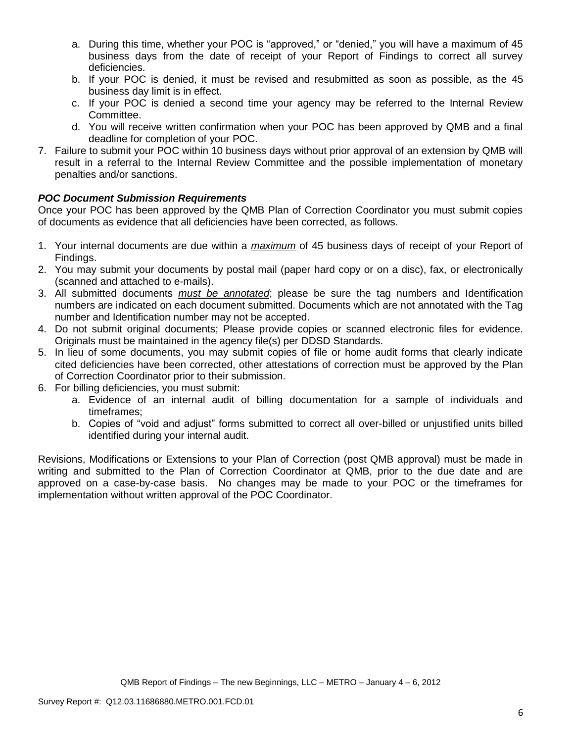a. During this time, whether your POC is "approved," or "denied," you will have a maximum of 45 business days from the date of receipt of your Report of Findings to correct all survey deficiencies.
b. If your POC is denied, it must be revised and resubmitted as soon as possible, as the 45 business day limit is in effect.
c. If your POC is denied a second time your agency may be referred to the Internal Review Committee.
d. You will receive written confirmation when your POC has been approved by QMB and a final deadline for completion of your POC.

7. Failure to submit your POC within 10 business days without prior approval of an extension by QMB will result in a referral to the Internal Review Committee and the possible implementation of monetary penalties and/or sanctions.

***POC Document Submission Requirements***

Once your POC has been approved by the QMB Plan of Correction Coordinator you must submit copies of documents as evidence that all deficiencies have been corrected, as follows.

1. Your internal documents are due within a *maximum* of 45 business days of receipt of your Report of Findings.
2. You may submit your documents by postal mail (paper hard copy or on a disc), fax, or electronically (scanned and attached to e-mails).
3. All submitted documents *must be annotated*; please be sure the tag numbers and Identification numbers are indicated on each document submitted. Documents which are not annotated with the Tag number and Identification number may not be accepted.
4. Do not submit original documents; Please provide copies or scanned electronic files for evidence. Originals must be maintained in the agency file(s) per DDSD Standards.
5. In lieu of some documents, you may submit copies of file or home audit forms that clearly indicate cited deficiencies have been corrected, other attestations of correction must be approved by the Plan of Correction Coordinator prior to their submission.
6. For billing deficiencies, you must submit:
   a. Evidence of an internal audit of billing documentation for a sample of individuals and timeframes;
   b. Copies of "void and adjust" forms submitted to correct all over-billed or unjustified units billed identified during your internal audit.

Revisions, Modifications or Extensions to your Plan of Correction (post QMB approval) must be made in writing and submitted to the Plan of Correction Coordinator at QMB, prior to the due date and are approved on a case-by-case basis. No changes may be made to your POC or the timeframes for implementation without written approval of the POC Coordinator.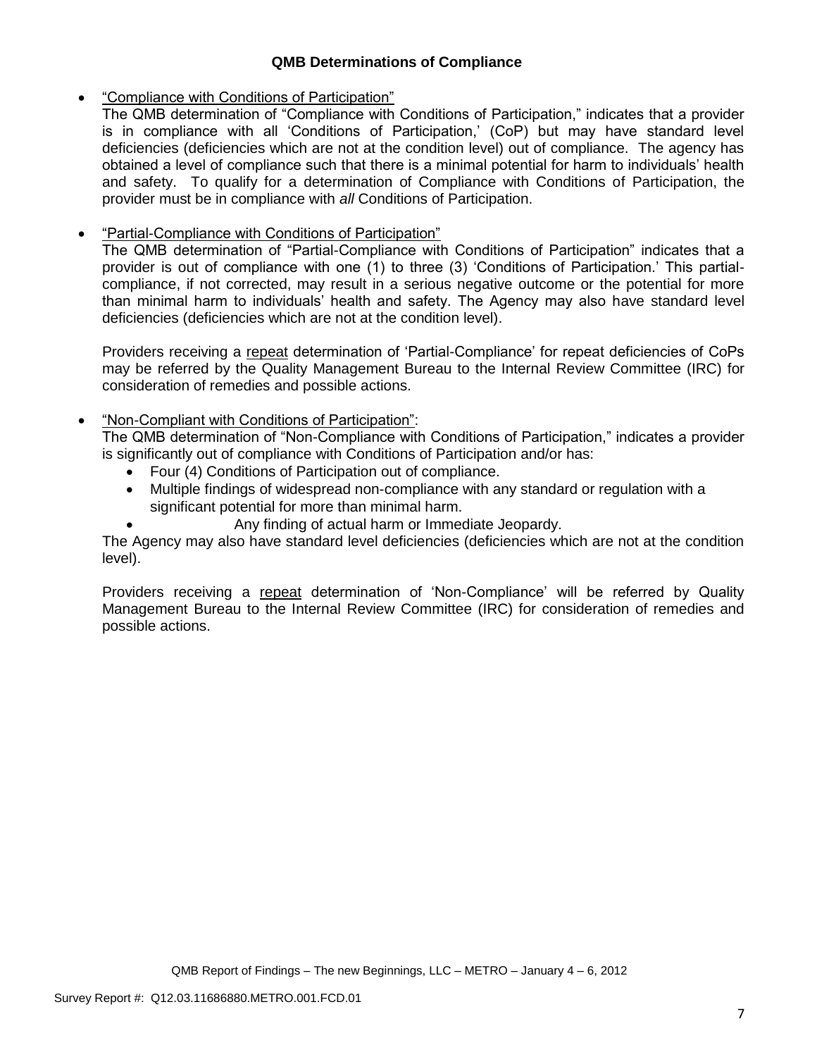### QMB Determinations of Compliance

- "Compliance with Conditions of Participation"
  The QMB determination of "Compliance with Conditions of Participation," indicates that a provider is in compliance with all 'Conditions of Participation,' (CoP) but may have standard level deficiencies (deficiencies which are not at the condition level) out of compliance. The agency has obtained a level of compliance such that there is a minimal potential for harm to individuals' health and safety. To qualify for a determination of Compliance with Conditions of Participation, the provider must be in compliance with *all* Conditions of Participation.

- "Partial-Compliance with Conditions of Participation"
  The QMB determination of "Partial-Compliance with Conditions of Participation" indicates that a provider is out of compliance with one (1) to three (3) 'Conditions of Participation.' This partial-compliance, if not corrected, may result in a serious negative outcome or the potential for more than minimal harm to individuals' health and safety. The Agency may also have standard level deficiencies (deficiencies which are not at the condition level).

  Providers receiving a repeat determination of 'Partial-Compliance' for repeat deficiencies of CoPs may be referred by the Quality Management Bureau to the Internal Review Committee (IRC) for consideration of remedies and possible actions.

- "Non-Compliant with Conditions of Participation":
  The QMB determination of "Non-Compliance with Conditions of Participation," indicates a provider is significantly out of compliance with Conditions of Participation and/or has:
  - Four (4) Conditions of Participation out of compliance.
  - Multiple findings of widespread non-compliance with any standard or regulation with a significant potential for more than minimal harm.
  - Any finding of actual harm or Immediate Jeopardy.

  The Agency may also have standard level deficiencies (deficiencies which are not at the condition level).

  Providers receiving a repeat determination of 'Non-Compliance' will be referred by Quality Management Bureau to the Internal Review Committee (IRC) for consideration of remedies and possible actions.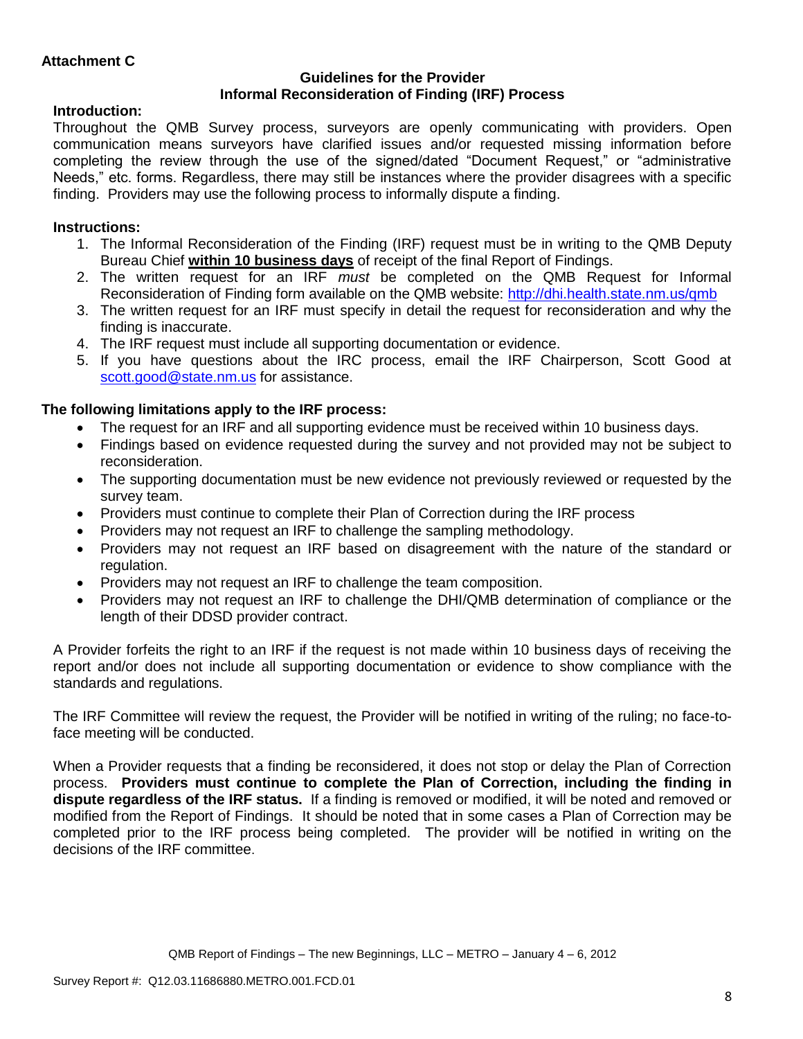**Attachment C**

**Guidelines for the Provider**
**Informal Reconsideration of Finding (IRF) Process**

**Introduction:**

Throughout the QMB Survey process, surveyors are openly communicating with providers. Open communication means surveyors have clarified issues and/or requested missing information before completing the review through the use of the signed/dated "Document Request," or "administrative Needs," etc. forms. Regardless, there may still be instances where the provider disagrees with a specific finding. Providers may use the following process to informally dispute a finding.

**Instructions:**

1. The Informal Reconsideration of the Finding (IRF) request must be in writing to the QMB Deputy Bureau Chief **within 10 business days** of receipt of the final Report of Findings.
2. The written request for an IRF *must* be completed on the QMB Request for Informal Reconsideration of Finding form available on the QMB website: http://dhi.health.state.nm.us/qmb
3. The written request for an IRF must specify in detail the request for reconsideration and why the finding is inaccurate.
4. The IRF request must include all supporting documentation or evidence.
5. If you have questions about the IRC process, email the IRF Chairperson, Scott Good at scott.good@state.nm.us for assistance.

**The following limitations apply to the IRF process:**

- The request for an IRF and all supporting evidence must be received within 10 business days.
- Findings based on evidence requested during the survey and not provided may not be subject to reconsideration.
- The supporting documentation must be new evidence not previously reviewed or requested by the survey team.
- Providers must continue to complete their Plan of Correction during the IRF process
- Providers may not request an IRF to challenge the sampling methodology.
- Providers may not request an IRF based on disagreement with the nature of the standard or regulation.
- Providers may not request an IRF to challenge the team composition.
- Providers may not request an IRF to challenge the DHI/QMB determination of compliance or the length of their DDSD provider contract.

A Provider forfeits the right to an IRF if the request is not made within 10 business days of receiving the report and/or does not include all supporting documentation or evidence to show compliance with the standards and regulations.

The IRF Committee will review the request, the Provider will be notified in writing of the ruling; no face-to-face meeting will be conducted.

When a Provider requests that a finding be reconsidered, it does not stop or delay the Plan of Correction process. **Providers must continue to complete the Plan of Correction, including the finding in dispute regardless of the IRF status.** If a finding is removed or modified, it will be noted and removed or modified from the Report of Findings. It should be noted that in some cases a Plan of Correction may be completed prior to the IRF process being completed. The provider will be notified in writing on the decisions of the IRF committee.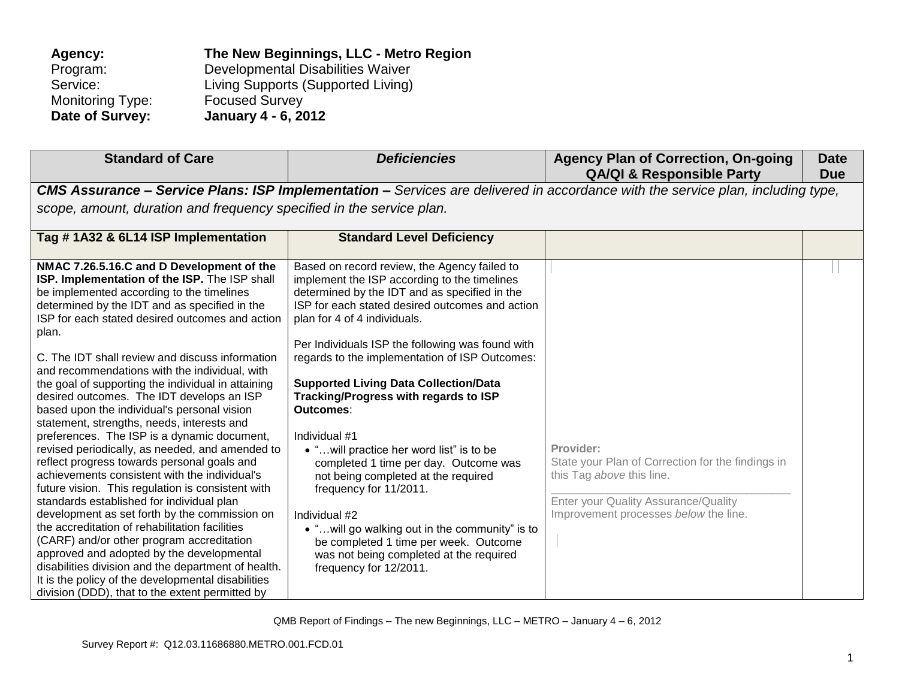**Agency:** **The New Beginnings, LLC - Metro Region**
Program: Developmental Disabilities Waiver
Service: Living Supports (Supported Living)
Monitoring Type: Focused Survey
**Date of Survey:** **January 4 - 6, 2012**

| Standard of Care | *Deficiencies* | Agency Plan of Correction, On-going QA/QI & Responsible Party | Date Due |
|---|---|---|---|
| ***CMS Assurance – Service Plans: ISP Implementation –*** *Services are delivered in accordance with the service plan, including type, scope, amount, duration and frequency specified in the service plan.* | | | |
| **Tag # 1A32 & 6L14 ISP Implementation** | **Standard Level Deficiency** | | |
| **NMAC 7.26.5.16.C and D Development of the ISP. Implementation of the ISP.** The ISP shall be implemented according to the timelines determined by the IDT and as specified in the ISP for each stated desired outcomes and action plan.<br><br>C. The IDT shall review and discuss information and recommendations with the individual, with the goal of supporting the individual in attaining desired outcomes. The IDT develops an ISP based upon the individual's personal vision statement, strengths, needs, interests and preferences. The ISP is a dynamic document, revised periodically, as needed, and amended to reflect progress towards personal goals and achievements consistent with the individual's future vision. This regulation is consistent with standards established for individual plan development as set forth by the commission on the accreditation of rehabilitation facilities (CARF) and/or other program accreditation approved and adopted by the developmental disabilities division and the department of health. It is the policy of the developmental disabilities division (DDD), that to the extent permitted by | Based on record review, the Agency failed to implement the ISP according to the timelines determined by the IDT and as specified in the ISP for each stated desired outcomes and action plan for 4 of 4 individuals.<br><br>Per Individuals ISP the following was found with regards to the implementation of ISP Outcomes:<br><br>**Supported Living Data Collection/Data Tracking/Progress with regards to ISP Outcomes**:<br><br>Individual #1<br>• "…will practice her word list" is to be completed 1 time per day. Outcome was not being completed at the required frequency for 11/2011.<br><br>Individual #2<br>• "…will go walking out in the community" is to be completed 1 time per week. Outcome was not being completed at the required frequency for 12/2011. | **Provider:**<br>State your Plan of Correction for the findings in this Tag *above* this line.<br>\_\_\_\_\_\_\_\_\_\_\_\_\_\_\_\_\_\_\_\_\_\_\_\_\_\_\_\_\_\_\_\_\_\_<br>Enter your Quality Assurance/Quality Improvement processes *below* the line. | |

QMB Report of Findings – The new Beginnings, LLC – METRO – January 4 – 6, 2012

Survey Report #: Q12.03.11686880.METRO.001.FCD.01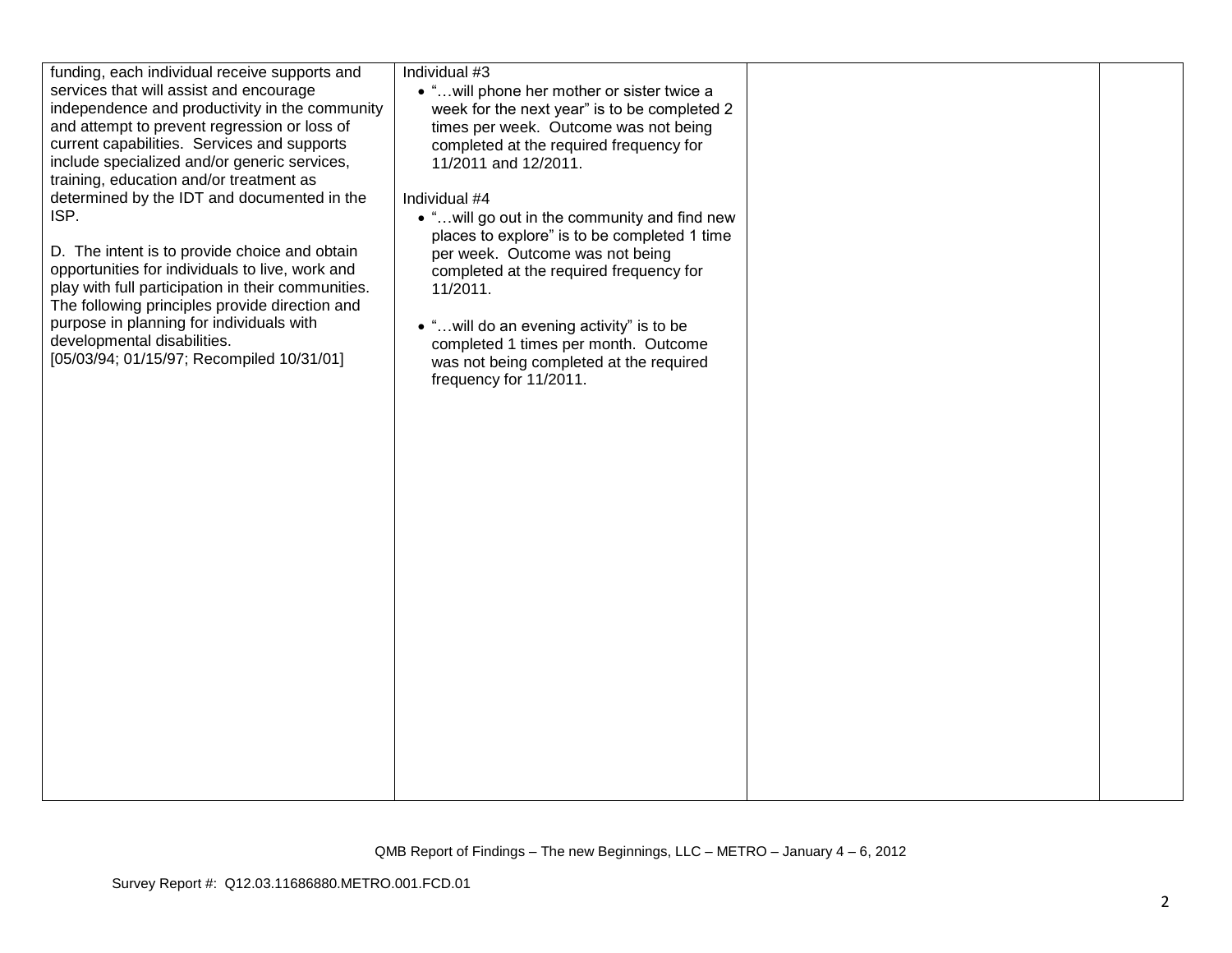| | | | |
|---|---|---|---|
| funding, each individual receive supports and services that will assist and encourage independence and productivity in the community and attempt to prevent regression or loss of current capabilities. Services and supports include specialized and/or generic services, training, education and/or treatment as determined by the IDT and documented in the ISP.<br><br>D. The intent is to provide choice and obtain opportunities for individuals to live, work and play with full participation in their communities. The following principles provide direction and purpose in planning for individuals with developmental disabilities.<br>[05/03/94; 01/15/97; Recompiled 10/31/01] | Individual #3<br>• "…will phone her mother or sister twice a week for the next year" is to be completed 2 times per week. Outcome was not being completed at the required frequency for 11/2011 and 12/2011.<br><br>Individual #4<br>• "…will go out in the community and find new places to explore" is to be completed 1 time per week. Outcome was not being completed at the required frequency for 11/2011.<br><br>• "…will do an evening activity" is to be completed 1 times per month. Outcome was not being completed at the required frequency for 11/2011. | | |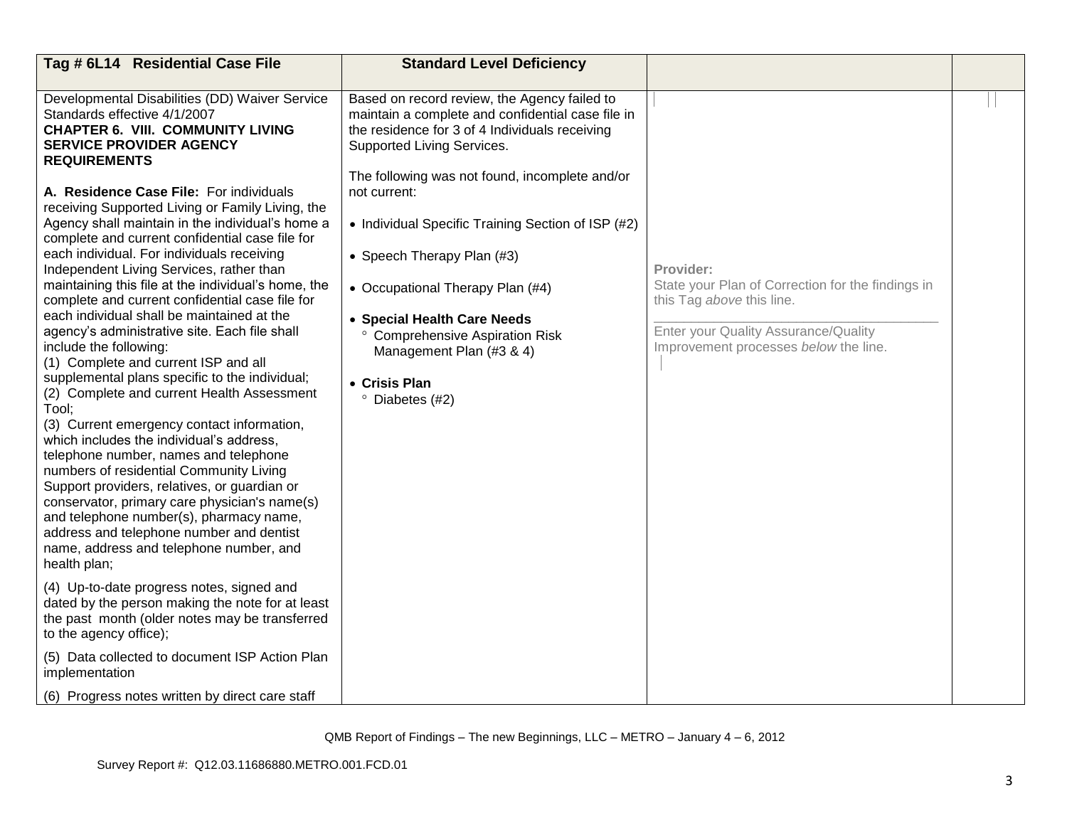| Tag # 6L14 Residential Case File | Standard Level Deficiency | | |
|---|---|---|---|
| Developmental Disabilities (DD) Waiver Service Standards effective 4/1/2007<br>**CHAPTER 6. VIII. COMMUNITY LIVING SERVICE PROVIDER AGENCY REQUIREMENTS**<br><br>**A. Residence Case File:** For individuals receiving Supported Living or Family Living, the Agency shall maintain in the individual's home a complete and current confidential case file for each individual. For individuals receiving Independent Living Services, rather than maintaining this file at the individual's home, the complete and current confidential case file for each individual shall be maintained at the agency's administrative site. Each file shall include the following:<br>(1) Complete and current ISP and all supplemental plans specific to the individual;<br>(2) Complete and current Health Assessment Tool;<br>(3) Current emergency contact information, which includes the individual's address, telephone number, names and telephone numbers of residential Community Living Support providers, relatives, or guardian or conservator, primary care physician's name(s) and telephone number(s), pharmacy name, address and telephone number and dentist name, address and telephone number, and health plan;<br><br>(4) Up-to-date progress notes, signed and dated by the person making the note for at least the past month (older notes may be transferred to the agency office);<br><br>(5) Data collected to document ISP Action Plan implementation<br><br>(6) Progress notes written by direct care staff | Based on record review, the Agency failed to maintain a complete and confidential case file in the residence for 3 of 4 Individuals receiving Supported Living Services.<br><br>The following was not found, incomplete and/or not current:<br><br>• Individual Specific Training Section of ISP (#2)<br><br>• Speech Therapy Plan (#3)<br><br>• Occupational Therapy Plan (#4)<br><br>• **Special Health Care Needs**<br>° Comprehensive Aspiration Risk Management Plan (#3 & 4)<br><br>• **Crisis Plan**<br>° Diabetes (#2) | **Provider:**<br>State your Plan of Correction for the findings in this Tag *above* this line.<br>\_\_\_\_\_\_\_\_\_\_\_\_\_\_\_\_\_\_\_\_\_\_\_\_\_\_\_\_\_\_\_\_<br>Enter your Quality Assurance/Quality Improvement processes *below* the line. | |

QMB Report of Findings – The new Beginnings, LLC – METRO – January 4 – 6, 2012

Survey Report #: Q12.03.11686880.METRO.001.FCD.01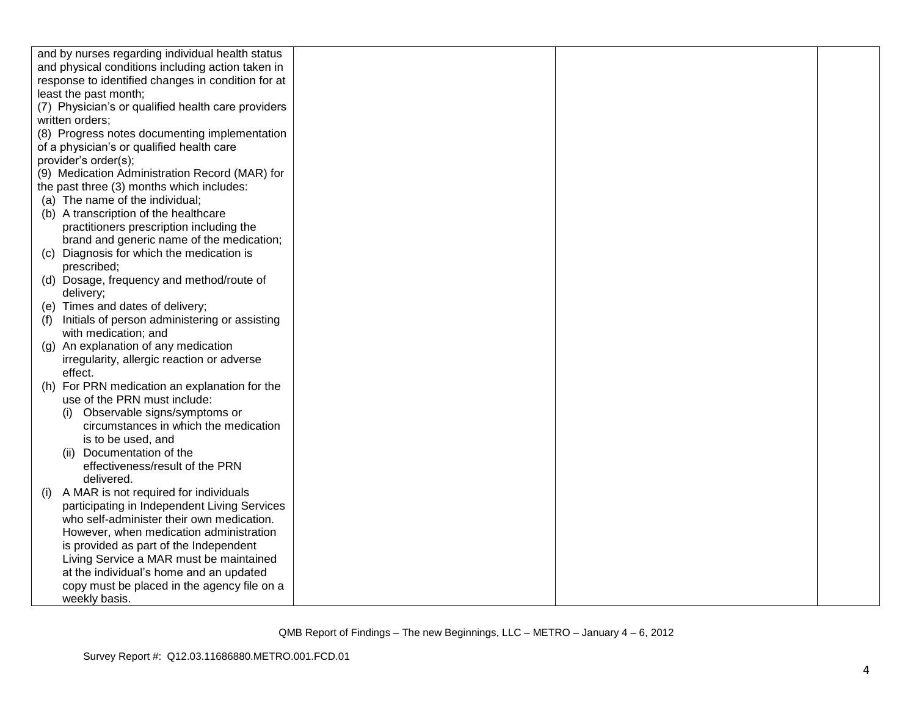| | | | |
|---|---|---|---|
| and by nurses regarding individual health status and physical conditions including action taken in response to identified changes in condition for at least the past month;<br>(7) Physician's or qualified health care providers written orders;<br>(8) Progress notes documenting implementation of a physician's or qualified health care provider's order(s);<br>(9) Medication Administration Record (MAR) for the past three (3) months which includes:<br>(a) The name of the individual;<br>(b) A transcription of the healthcare practitioners prescription including the brand and generic name of the medication;<br>(c) Diagnosis for which the medication is prescribed;<br>(d) Dosage, frequency and method/route of delivery;<br>(e) Times and dates of delivery;<br>(f) Initials of person administering or assisting with medication; and<br>(g) An explanation of any medication irregularity, allergic reaction or adverse effect.<br>(h) For PRN medication an explanation for the use of the PRN must include:<br>(i) Observable signs/symptoms or circumstances in which the medication is to be used, and<br>(ii) Documentation of the effectiveness/result of the PRN delivered.<br>(i) A MAR is not required for individuals participating in Independent Living Services who self-administer their own medication. However, when medication administration is provided as part of the Independent Living Service a MAR must be maintained at the individual's home and an updated copy must be placed in the agency file on a weekly basis. | | | |

QMB Report of Findings – The new Beginnings, LLC – METRO – January 4 – 6, 2012

Survey Report #: Q12.03.11686880.METRO.001.FCD.01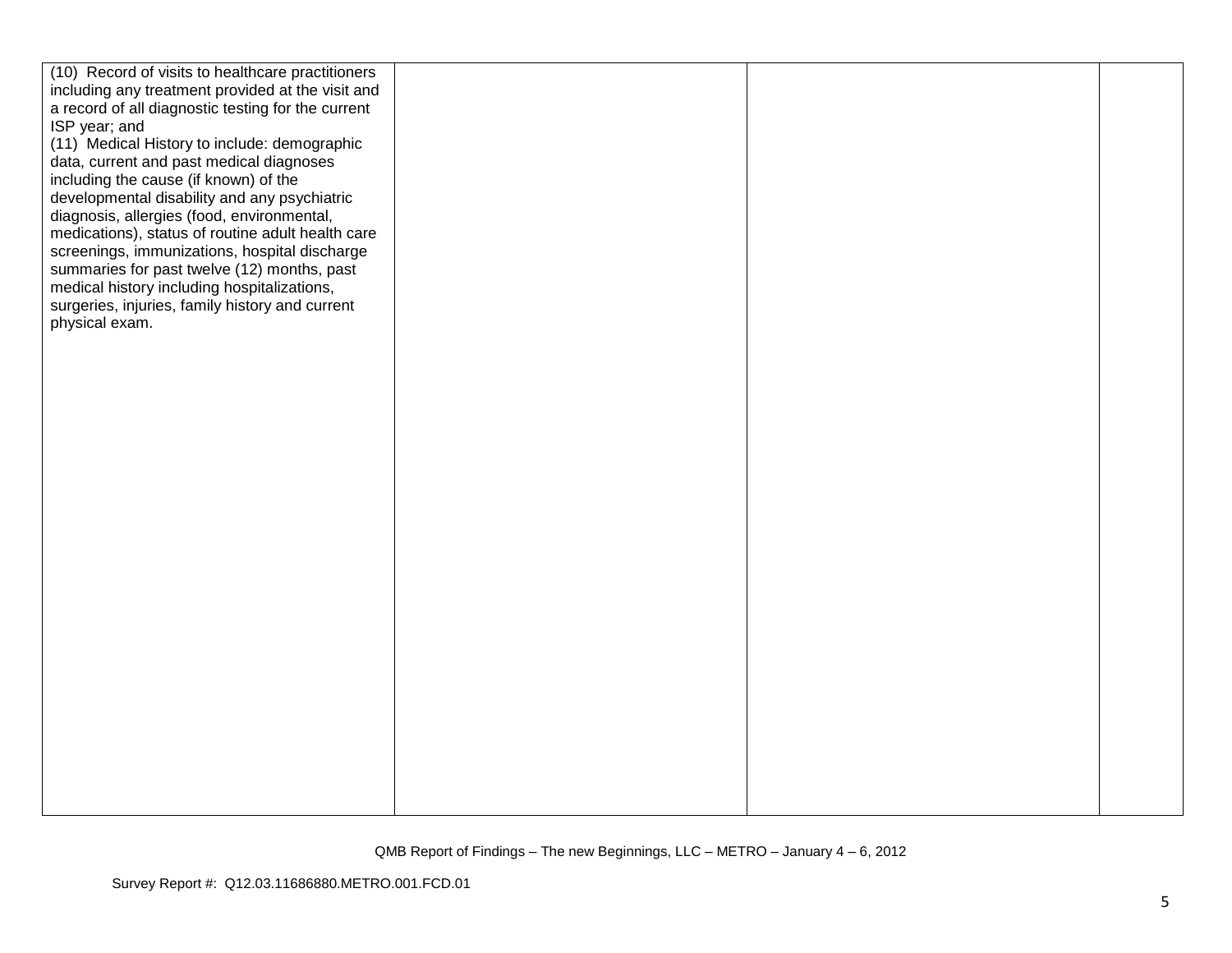| | | | |
|---|---|---|---|
| (10) Record of visits to healthcare practitioners including any treatment provided at the visit and a record of all diagnostic testing for the current ISP year; and<br>(11) Medical History to include: demographic data, current and past medical diagnoses including the cause (if known) of the developmental disability and any psychiatric diagnosis, allergies (food, environmental, medications), status of routine adult health care screenings, immunizations, hospital discharge summaries for past twelve (12) months, past medical history including hospitalizations, surgeries, injuries, family history and current physical exam. | | | |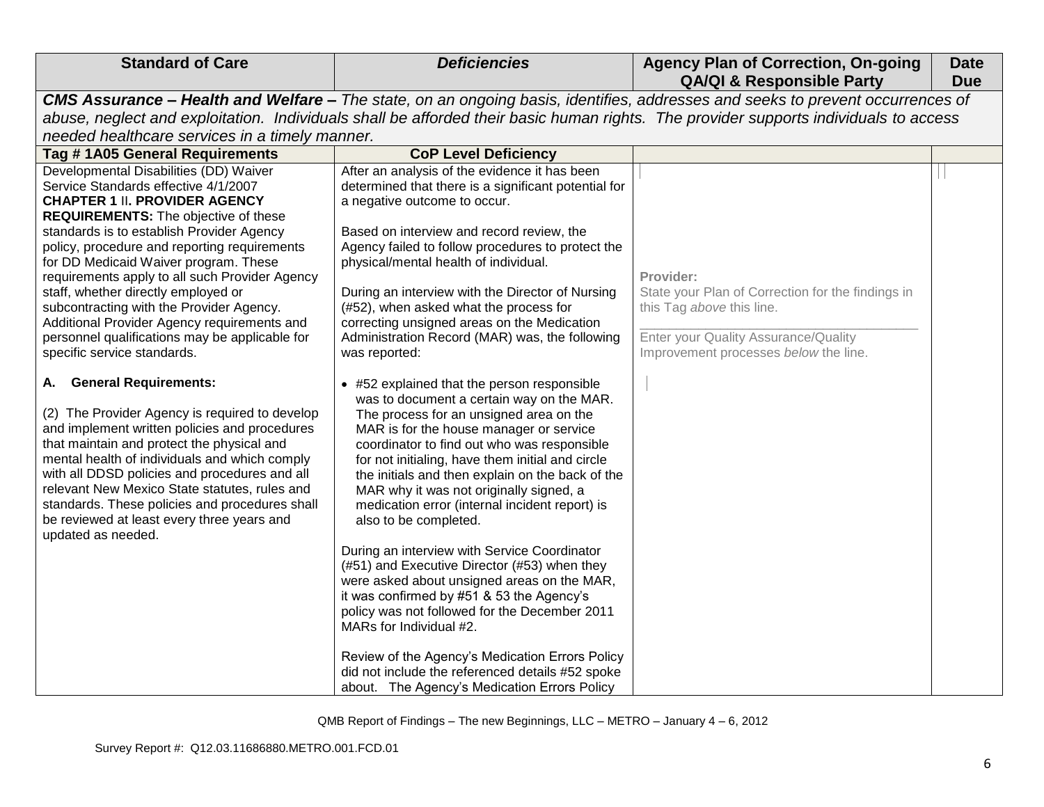| Standard of Care | *Deficiencies* | Agency Plan of Correction, On-going QA/QI & Responsible Party | Date Due |
|---|---|---|---|
| ***CMS Assurance – Health and Welfare –*** *The state, on an ongoing basis, identifies, addresses and seeks to prevent occurrences of abuse, neglect and exploitation. Individuals shall be afforded their basic human rights. The provider supports individuals to access needed healthcare services in a timely manner.* | | | |
| **Tag # 1A05 General Requirements** | **CoP Level Deficiency** | | |
| Developmental Disabilities (DD) Waiver Service Standards effective 4/1/2007<br>**CHAPTER 1** II**. PROVIDER AGENCY REQUIREMENTS:** The objective of these standards is to establish Provider Agency policy, procedure and reporting requirements for DD Medicaid Waiver program. These requirements apply to all such Provider Agency staff, whether directly employed or subcontracting with the Provider Agency. Additional Provider Agency requirements and personnel qualifications may be applicable for specific service standards.<br><br>**A. General Requirements:**<br><br>(2) The Provider Agency is required to develop and implement written policies and procedures that maintain and protect the physical and mental health of individuals and which comply with all DDSD policies and procedures and all relevant New Mexico State statutes, rules and standards. These policies and procedures shall be reviewed at least every three years and updated as needed. | After an analysis of the evidence it has been determined that there is a significant potential for a negative outcome to occur.<br><br>Based on interview and record review, the Agency failed to follow procedures to protect the physical/mental health of individual.<br><br>During an interview with the Director of Nursing (#52), when asked what the process for correcting unsigned areas on the Medication Administration Record (MAR) was, the following was reported:<br><br>• #52 explained that the person responsible was to document a certain way on the MAR. The process for an unsigned area on the MAR is for the house manager or service coordinator to find out who was responsible for not initialing, have them initial and circle the initials and then explain on the back of the MAR why it was not originally signed, a medication error (internal incident report) is also to be completed.<br><br>During an interview with Service Coordinator (#51) and Executive Director (#53) when they were asked about unsigned areas on the MAR, it was confirmed by #51 & 53 the Agency's policy was not followed for the December 2011 MARs for Individual #2.<br><br>Review of the Agency's Medication Errors Policy did not include the referenced details #52 spoke about. The Agency's Medication Errors Policy | **Provider:**<br>State your Plan of Correction for the findings in this Tag *above* this line.<br>\_\_\_\_\_\_\_\_\_\_\_\_\_\_\_\_\_\_\_\_\_\_\_\_\_\_\_\_\_\_\_\_\_\_\_\_<br>Enter your Quality Assurance/Quality Improvement processes *below* the line. | |

QMB Report of Findings – The new Beginnings, LLC – METRO – January 4 – 6, 2012

Survey Report #: Q12.03.11686880.METRO.001.FCD.01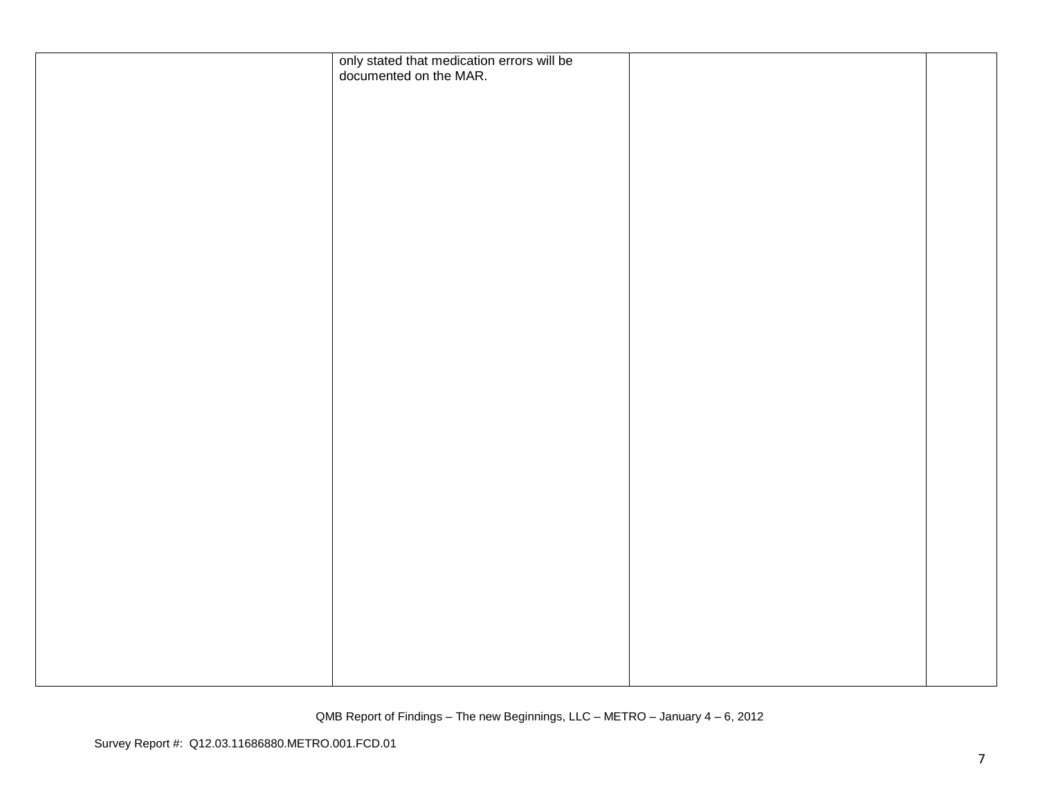| | | | |
|---|---|---|---|
| | only stated that medication errors will be documented on the MAR. | | |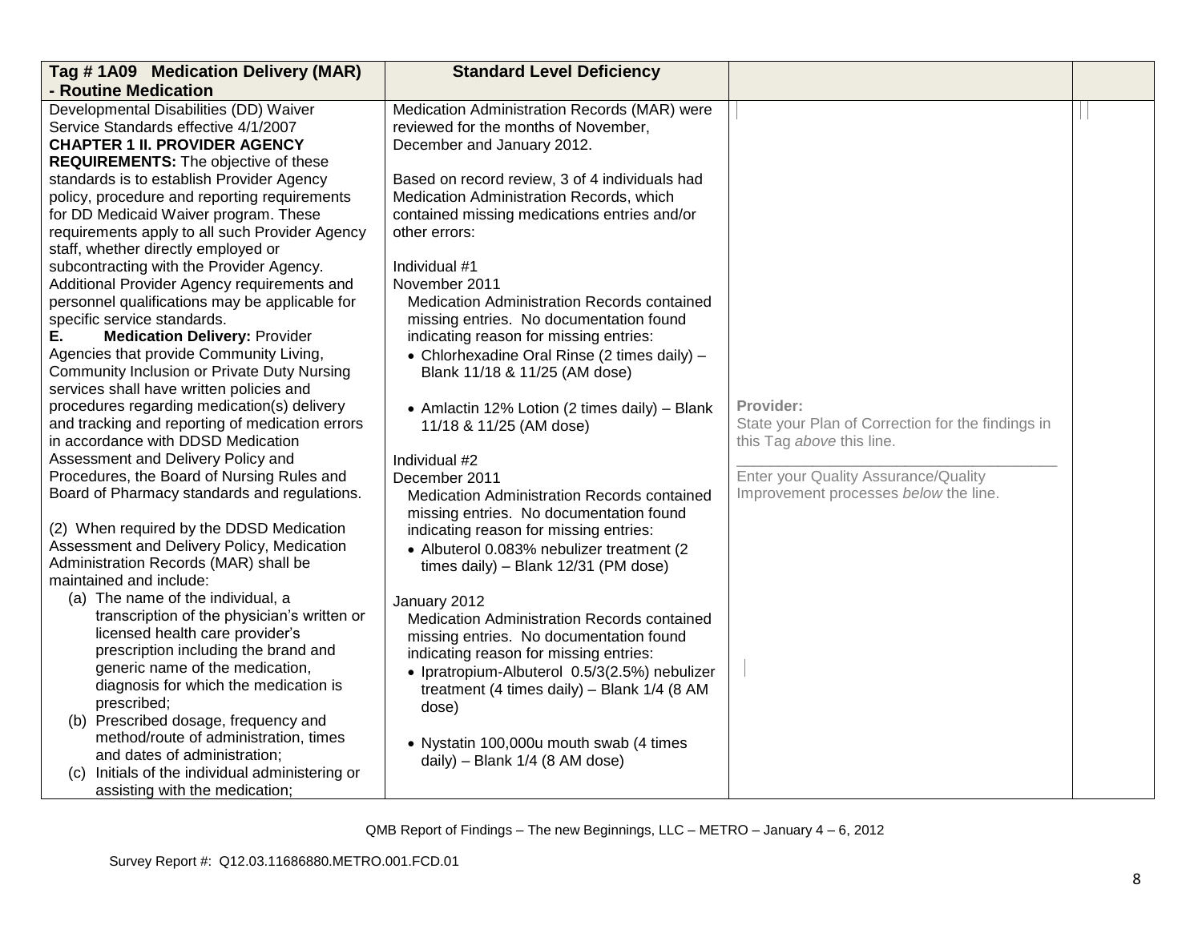| Tag # 1A09 Medication Delivery (MAR) - Routine Medication | Standard Level Deficiency | | |
|---|---|---|---|
| Developmental Disabilities (DD) Waiver Service Standards effective 4/1/2007<br>**CHAPTER 1 II. PROVIDER AGENCY REQUIREMENTS:** The objective of these standards is to establish Provider Agency policy, procedure and reporting requirements for DD Medicaid Waiver program. These requirements apply to all such Provider Agency staff, whether directly employed or subcontracting with the Provider Agency. Additional Provider Agency requirements and personnel qualifications may be applicable for specific service standards.<br>**E. Medication Delivery:** Provider Agencies that provide Community Living, Community Inclusion or Private Duty Nursing services shall have written policies and procedures regarding medication(s) delivery and tracking and reporting of medication errors in accordance with DDSD Medication Assessment and Delivery Policy and Procedures, the Board of Nursing Rules and Board of Pharmacy standards and regulations.<br><br>(2) When required by the DDSD Medication Assessment and Delivery Policy, Medication Administration Records (MAR) shall be maintained and include:<br>(a) The name of the individual, a transcription of the physician's written or licensed health care provider's prescription including the brand and generic name of the medication, diagnosis for which the medication is prescribed;<br>(b) Prescribed dosage, frequency and method/route of administration, times and dates of administration;<br>(c) Initials of the individual administering or assisting with the medication; | Medication Administration Records (MAR) were reviewed for the months of November, December and January 2012.<br><br>Based on record review, 3 of 4 individuals had Medication Administration Records, which contained missing medications entries and/or other errors:<br><br>Individual #1<br>November 2011<br>Medication Administration Records contained missing entries. No documentation found indicating reason for missing entries:<br>• Chlorhexadine Oral Rinse (2 times daily) – Blank 11/18 & 11/25 (AM dose)<br><br>• Amlactin 12% Lotion (2 times daily) – Blank 11/18 & 11/25 (AM dose)<br><br>Individual #2<br>December 2011<br>Medication Administration Records contained missing entries. No documentation found indicating reason for missing entries:<br>• Albuterol 0.083% nebulizer treatment (2 times daily) – Blank 12/31 (PM dose)<br><br>January 2012<br>Medication Administration Records contained missing entries. No documentation found indicating reason for missing entries:<br>• Ipratropium-Albuterol 0.5/3(2.5%) nebulizer treatment (4 times daily) – Blank 1/4 (8 AM dose)<br><br>• Nystatin 100,000u mouth swab (4 times daily) – Blank 1/4 (8 AM dose) | **Provider:**<br>State your Plan of Correction for the findings in this Tag *above* this line.<br>\_\_\_\_\_\_\_\_\_\_\_\_\_\_\_\_\_\_\_\_\_\_\_\_\_\_\_\_\_\_\_\_\_\_\_\_\_\_\_<br>Enter your Quality Assurance/Quality Improvement processes *below* the line. | |

QMB Report of Findings – The new Beginnings, LLC – METRO – January 4 – 6, 2012

Survey Report #: Q12.03.11686880.METRO.001.FCD.01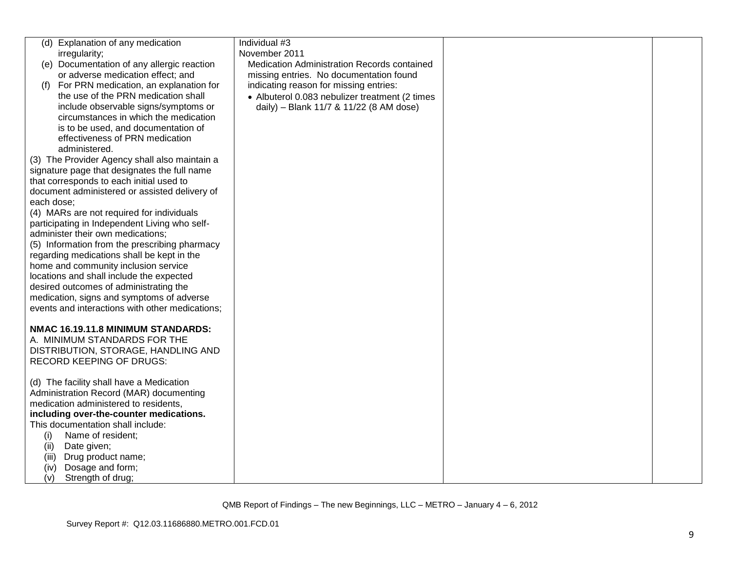| | | | |
|---|---|---|---|
| (d) Explanation of any medication irregularity;<br>(e) Documentation of any allergic reaction or adverse medication effect; and<br>(f) For PRN medication, an explanation for the use of the PRN medication shall include observable signs/symptoms or circumstances in which the medication is to be used, and documentation of effectiveness of PRN medication administered.<br>(3) The Provider Agency shall also maintain a signature page that designates the full name that corresponds to each initial used to document administered or assisted delivery of each dose;<br>(4) MARs are not required for individuals participating in Independent Living who self-administer their own medications;<br>(5) Information from the prescribing pharmacy regarding medications shall be kept in the home and community inclusion service locations and shall include the expected desired outcomes of administrating the medication, signs and symptoms of adverse events and interactions with other medications;<br><br>**NMAC 16.19.11.8 MINIMUM STANDARDS:**<br>A. MINIMUM STANDARDS FOR THE DISTRIBUTION, STORAGE, HANDLING AND RECORD KEEPING OF DRUGS:<br><br>(d) The facility shall have a Medication Administration Record (MAR) documenting medication administered to residents, **including over-the-counter medications.** This documentation shall include:<br>(i) Name of resident;<br>(ii) Date given;<br>(iii) Drug product name;<br>(iv) Dosage and form;<br>(v) Strength of drug; | Individual #3<br>November 2011<br>Medication Administration Records contained missing entries. No documentation found indicating reason for missing entries:<br>• Albuterol 0.083 nebulizer treatment (2 times daily) – Blank 11/7 & 11/22 (8 AM dose) | | |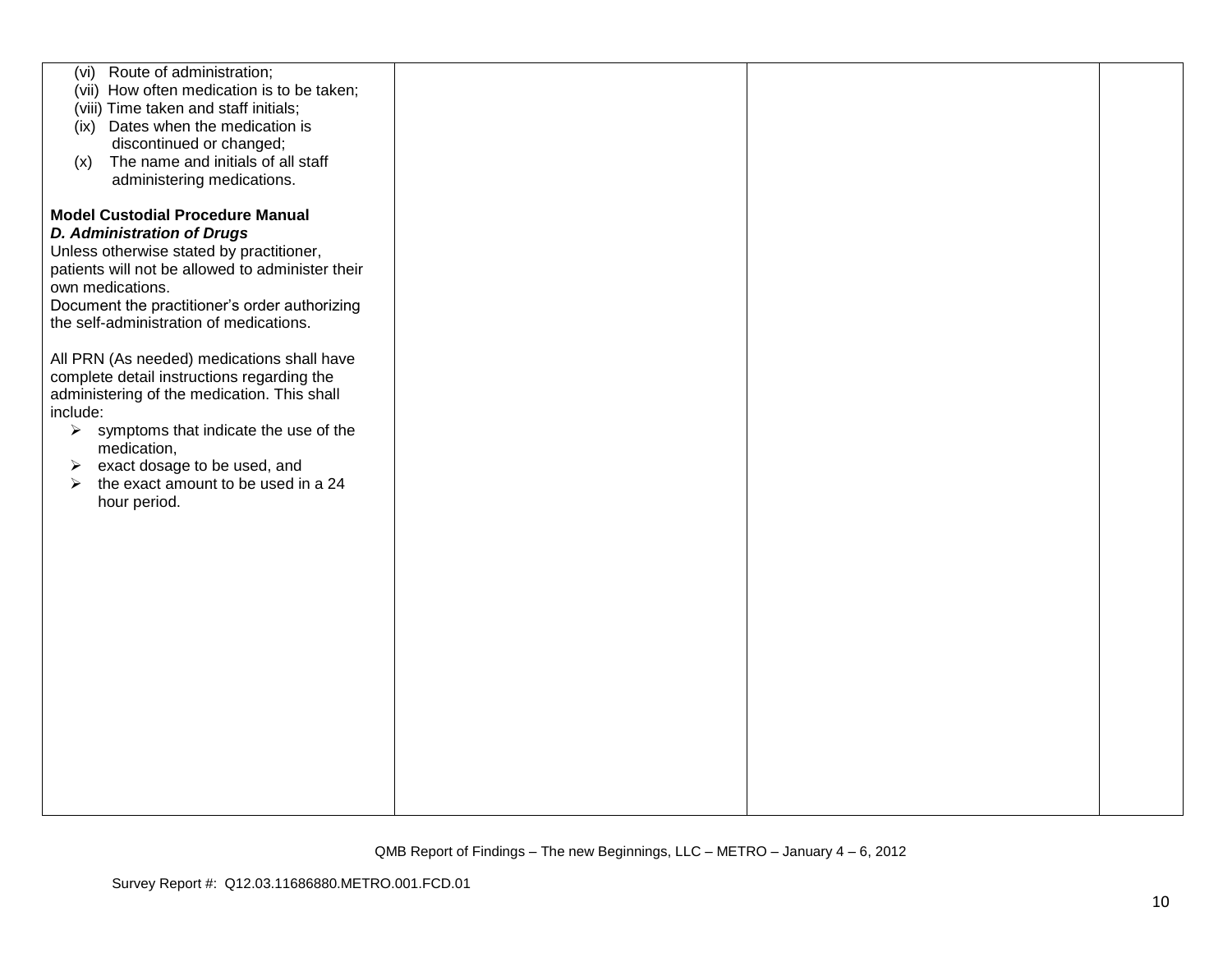| | | | |
|---|---|---|---|
| (vi) Route of administration;<br>(vii) How often medication is to be taken;<br>(viii) Time taken and staff initials;<br>(ix) Dates when the medication is discontinued or changed;<br>(x) The name and initials of all staff administering medications.<br><br>**Model Custodial Procedure Manual**<br>***D. Administration of Drugs***<br>Unless otherwise stated by practitioner, patients will not be allowed to administer their own medications.<br>Document the practitioner's order authorizing the self-administration of medications.<br><br>All PRN (As needed) medications shall have complete detail instructions regarding the administering of the medication. This shall include:<br>➢ symptoms that indicate the use of the medication,<br>➢ exact dosage to be used, and<br>➢ the exact amount to be used in a 24 hour period. | | | |

QMB Report of Findings – The new Beginnings, LLC – METRO – January 4 – 6, 2012

Survey Report #: Q12.03.11686880.METRO.001.FCD.01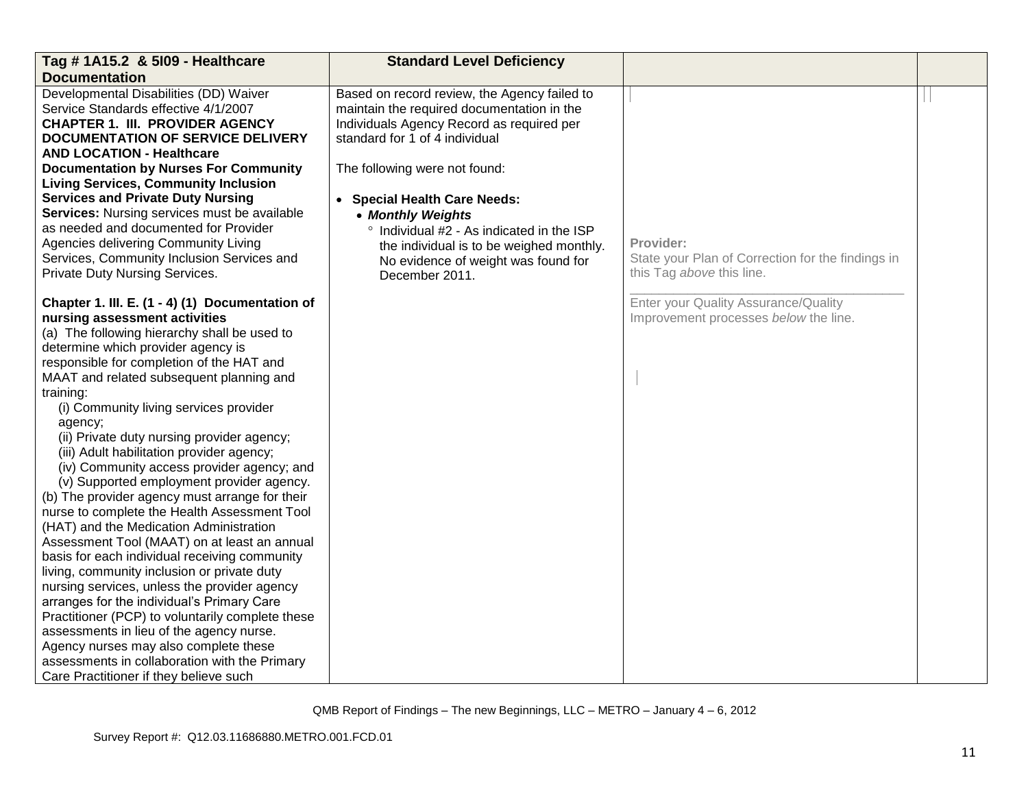| Tag # 1A15.2 & 5I09 - Healthcare Documentation | Standard Level Deficiency | | |
|---|---|---|---|
| Developmental Disabilities (DD) Waiver Service Standards effective 4/1/2007<br>**CHAPTER 1. III. PROVIDER AGENCY DOCUMENTATION OF SERVICE DELIVERY AND LOCATION - Healthcare Documentation by Nurses For Community Living Services, Community Inclusion Services and Private Duty Nursing Services:** Nursing services must be available as needed and documented for Provider Agencies delivering Community Living Services, Community Inclusion Services and Private Duty Nursing Services.<br><br>**Chapter 1. III. E. (1 - 4) (1) Documentation of nursing assessment activities**<br>(a) The following hierarchy shall be used to determine which provider agency is responsible for completion of the HAT and MAAT and related subsequent planning and training:<br>(i) Community living services provider agency;<br>(ii) Private duty nursing provider agency;<br>(iii) Adult habilitation provider agency;<br>(iv) Community access provider agency; and<br>(v) Supported employment provider agency.<br>(b) The provider agency must arrange for their nurse to complete the Health Assessment Tool (HAT) and the Medication Administration Assessment Tool (MAAT) on at least an annual basis for each individual receiving community living, community inclusion or private duty nursing services, unless the provider agency arranges for the individual's Primary Care Practitioner (PCP) to voluntarily complete these assessments in lieu of the agency nurse. Agency nurses may also complete these assessments in collaboration with the Primary Care Practitioner if they believe such | Based on record review, the Agency failed to maintain the required documentation in the Individuals Agency Record as required per standard for 1 of 4 individual<br><br>The following were not found:<br><br>• **Special Health Care Needs:**<br>• ***Monthly Weights***<br>° Individual #2 - As indicated in the ISP the individual is to be weighed monthly. No evidence of weight was found for December 2011. | Provider:<br>State your Plan of Correction for the findings in this Tag *above* this line.<br>\_\_\_\_\_\_\_\_\_\_\_\_\_\_\_\_\_\_\_\_\_\_\_\_\_\_\_\_\_\_\_\_<br>Enter your Quality Assurance/Quality Improvement processes *below* the line. | |

QMB Report of Findings – The new Beginnings, LLC – METRO – January 4 – 6, 2012

Survey Report #: Q12.03.11686880.METRO.001.FCD.01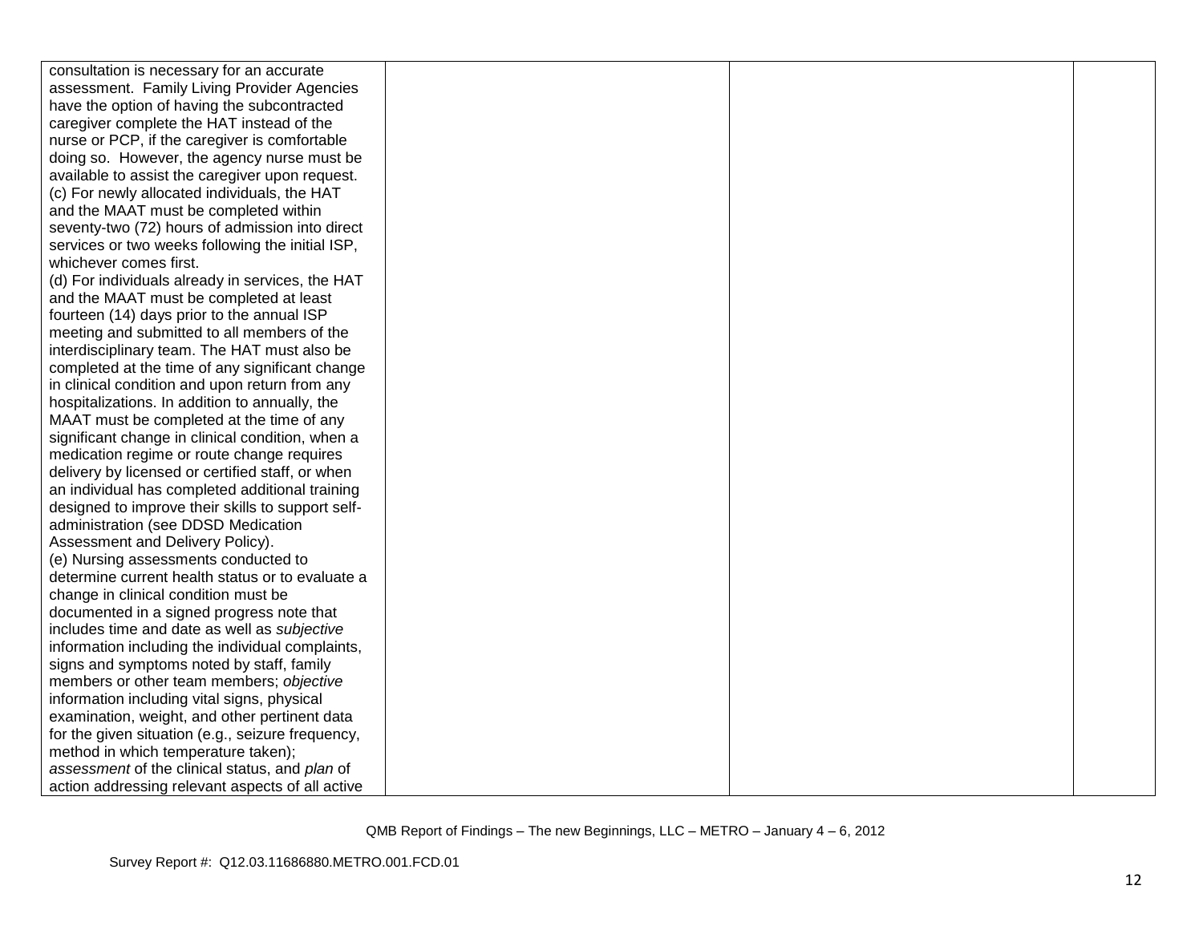| | | | |
|---|---|---|---|
| consultation is necessary for an accurate assessment. Family Living Provider Agencies have the option of having the subcontracted caregiver complete the HAT instead of the nurse or PCP, if the caregiver is comfortable doing so. However, the agency nurse must be available to assist the caregiver upon request.<br>(c) For newly allocated individuals, the HAT and the MAAT must be completed within seventy-two (72) hours of admission into direct services or two weeks following the initial ISP, whichever comes first.<br>(d) For individuals already in services, the HAT and the MAAT must be completed at least fourteen (14) days prior to the annual ISP meeting and submitted to all members of the interdisciplinary team. The HAT must also be completed at the time of any significant change in clinical condition and upon return from any hospitalizations. In addition to annually, the MAAT must be completed at the time of any significant change in clinical condition, when a medication regime or route change requires delivery by licensed or certified staff, or when an individual has completed additional training designed to improve their skills to support self-administration (see DDSD Medication Assessment and Delivery Policy).<br>(e) Nursing assessments conducted to determine current health status or to evaluate a change in clinical condition must be documented in a signed progress note that includes time and date as well as *subjective* information including the individual complaints, signs and symptoms noted by staff, family members or other team members; *objective* information including vital signs, physical examination, weight, and other pertinent data for the given situation (e.g., seizure frequency, method in which temperature taken); *assessment* of the clinical status, and *plan* of action addressing relevant aspects of all active | | | |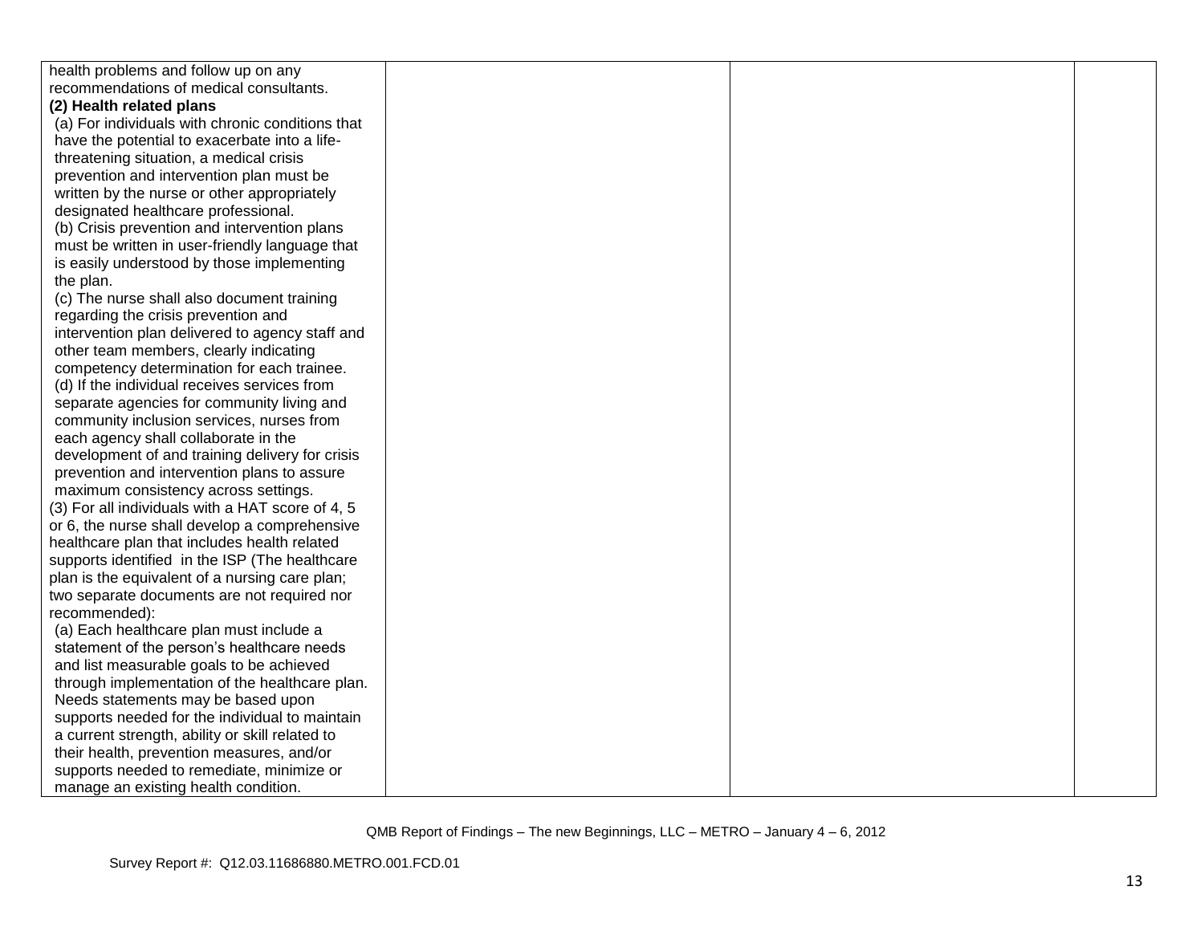| | | | |
|---|---|---|---|
| health problems and follow up on any recommendations of medical consultants.<br>**(2) Health related plans**<br>(a) For individuals with chronic conditions that have the potential to exacerbate into a life-threatening situation, a medical crisis prevention and intervention plan must be written by the nurse or other appropriately designated healthcare professional.<br>(b) Crisis prevention and intervention plans must be written in user-friendly language that is easily understood by those implementing the plan.<br>(c) The nurse shall also document training regarding the crisis prevention and intervention plan delivered to agency staff and other team members, clearly indicating competency determination for each trainee.<br>(d) If the individual receives services from separate agencies for community living and community inclusion services, nurses from each agency shall collaborate in the development of and training delivery for crisis prevention and intervention plans to assure maximum consistency across settings.<br>(3) For all individuals with a HAT score of 4, 5 or 6, the nurse shall develop a comprehensive healthcare plan that includes health related supports identified in the ISP (The healthcare plan is the equivalent of a nursing care plan; two separate documents are not required nor recommended):<br>(a) Each healthcare plan must include a statement of the person's healthcare needs and list measurable goals to be achieved through implementation of the healthcare plan. Needs statements may be based upon supports needed for the individual to maintain a current strength, ability or skill related to their health, prevention measures, and/or supports needed to remediate, minimize or manage an existing health condition. | | | |

QMB Report of Findings – The new Beginnings, LLC – METRO – January 4 – 6, 2012

Survey Report #: Q12.03.11686880.METRO.001.FCD.01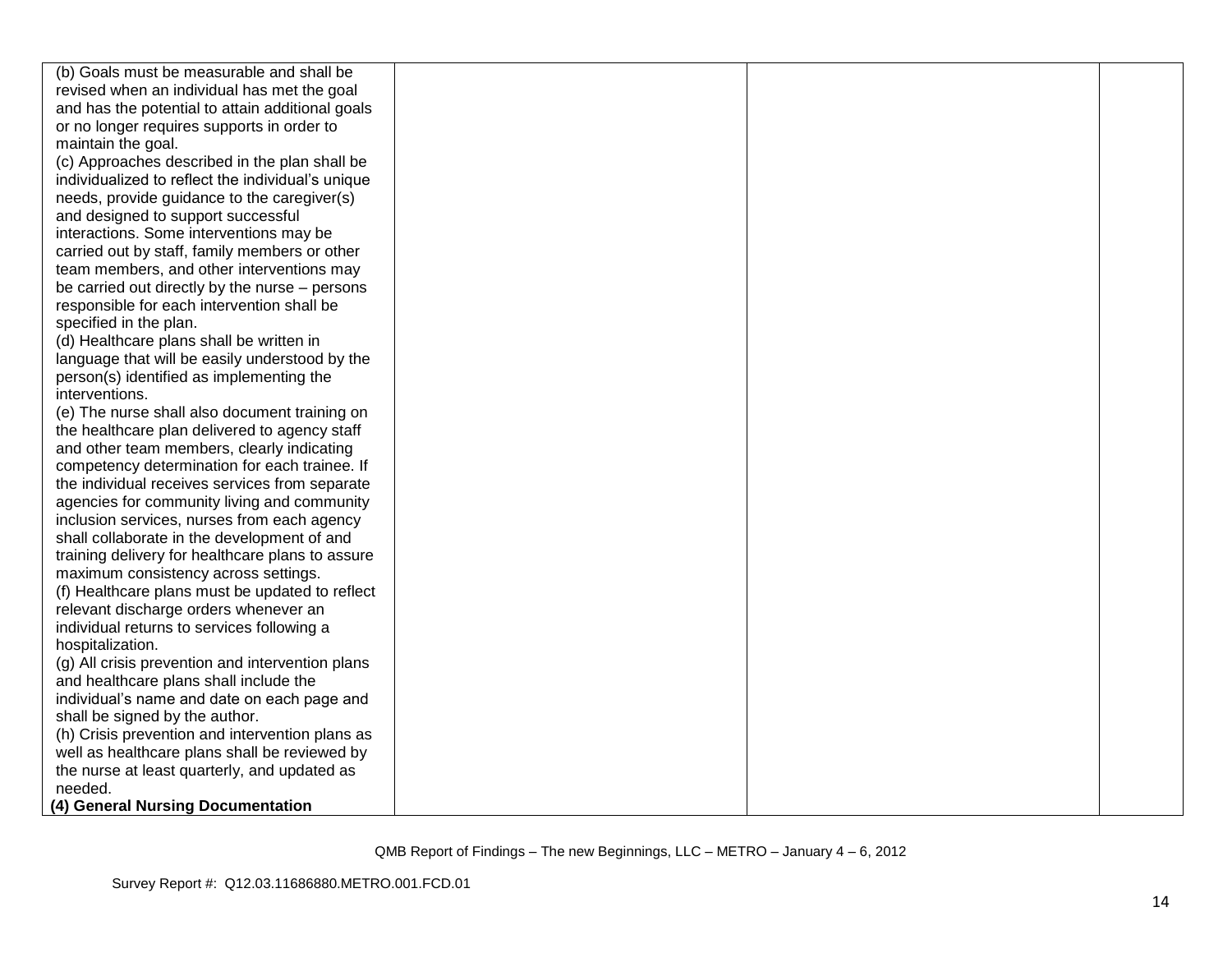| | | | |
|---|---|---|---|
| (b) Goals must be measurable and shall be revised when an individual has met the goal and has the potential to attain additional goals or no longer requires supports in order to maintain the goal.<br>(c) Approaches described in the plan shall be individualized to reflect the individual's unique needs, provide guidance to the caregiver(s) and designed to support successful interactions. Some interventions may be carried out by staff, family members or other team members, and other interventions may be carried out directly by the nurse – persons responsible for each intervention shall be specified in the plan.<br>(d) Healthcare plans shall be written in language that will be easily understood by the person(s) identified as implementing the interventions.<br>(e) The nurse shall also document training on the healthcare plan delivered to agency staff and other team members, clearly indicating competency determination for each trainee. If the individual receives services from separate agencies for community living and community inclusion services, nurses from each agency shall collaborate in the development of and training delivery for healthcare plans to assure maximum consistency across settings.<br>(f) Healthcare plans must be updated to reflect relevant discharge orders whenever an individual returns to services following a hospitalization.<br>(g) All crisis prevention and intervention plans and healthcare plans shall include the individual's name and date on each page and shall be signed by the author.<br>(h) Crisis prevention and intervention plans as well as healthcare plans shall be reviewed by the nurse at least quarterly, and updated as needed.<br>**(4) General Nursing Documentation** | | | |

QMB Report of Findings – The new Beginnings, LLC – METRO – January 4 – 6, 2012

Survey Report #: Q12.03.11686880.METRO.001.FCD.01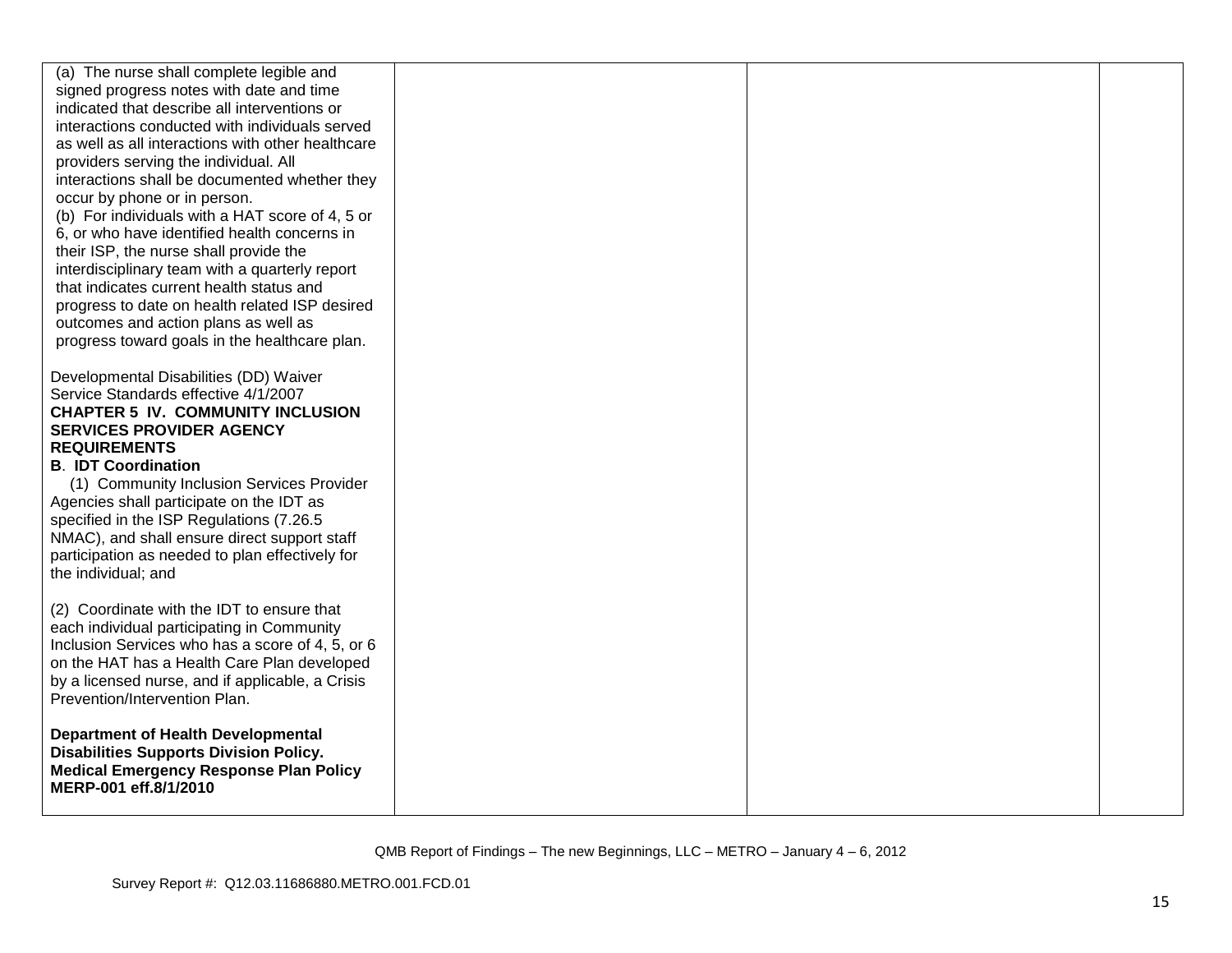| | | | |
|---|---|---|---|
| (a) The nurse shall complete legible and signed progress notes with date and time indicated that describe all interventions or interactions conducted with individuals served as well as all interactions with other healthcare providers serving the individual. All interactions shall be documented whether they occur by phone or in person.<br>(b) For individuals with a HAT score of 4, 5 or 6, or who have identified health concerns in their ISP, the nurse shall provide the interdisciplinary team with a quarterly report that indicates current health status and progress to date on health related ISP desired outcomes and action plans as well as progress toward goals in the healthcare plan.<br><br>Developmental Disabilities (DD) Waiver Service Standards effective 4/1/2007<br>**CHAPTER 5 IV. COMMUNITY INCLUSION SERVICES PROVIDER AGENCY REQUIREMENTS**<br>**B. IDT Coordination**<br>(1) Community Inclusion Services Provider Agencies shall participate on the IDT as specified in the ISP Regulations (7.26.5 NMAC), and shall ensure direct support staff participation as needed to plan effectively for the individual; and<br><br>(2) Coordinate with the IDT to ensure that each individual participating in Community Inclusion Services who has a score of 4, 5, or 6 on the HAT has a Health Care Plan developed by a licensed nurse, and if applicable, a Crisis Prevention/Intervention Plan.<br><br>**Department of Health Developmental Disabilities Supports Division Policy. Medical Emergency Response Plan Policy MERP-001 eff.8/1/2010** | | | |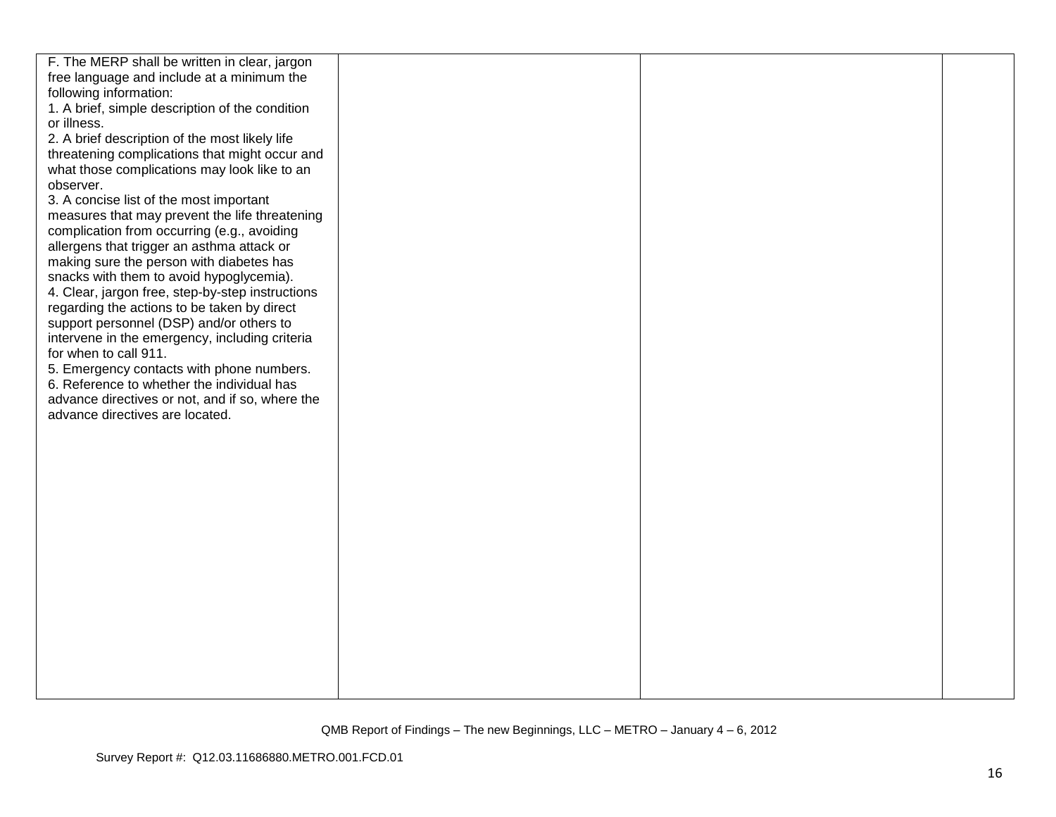| | | | |
|---|---|---|---|
| F. The MERP shall be written in clear, jargon free language and include at a minimum the following information:<br>1. A brief, simple description of the condition or illness.<br>2. A brief description of the most likely life threatening complications that might occur and what those complications may look like to an observer.<br>3. A concise list of the most important measures that may prevent the life threatening complication from occurring (e.g., avoiding allergens that trigger an asthma attack or making sure the person with diabetes has snacks with them to avoid hypoglycemia).<br>4. Clear, jargon free, step-by-step instructions regarding the actions to be taken by direct support personnel (DSP) and/or others to intervene in the emergency, including criteria for when to call 911.<br>5. Emergency contacts with phone numbers.<br>6. Reference to whether the individual has advance directives or not, and if so, where the advance directives are located. | | | |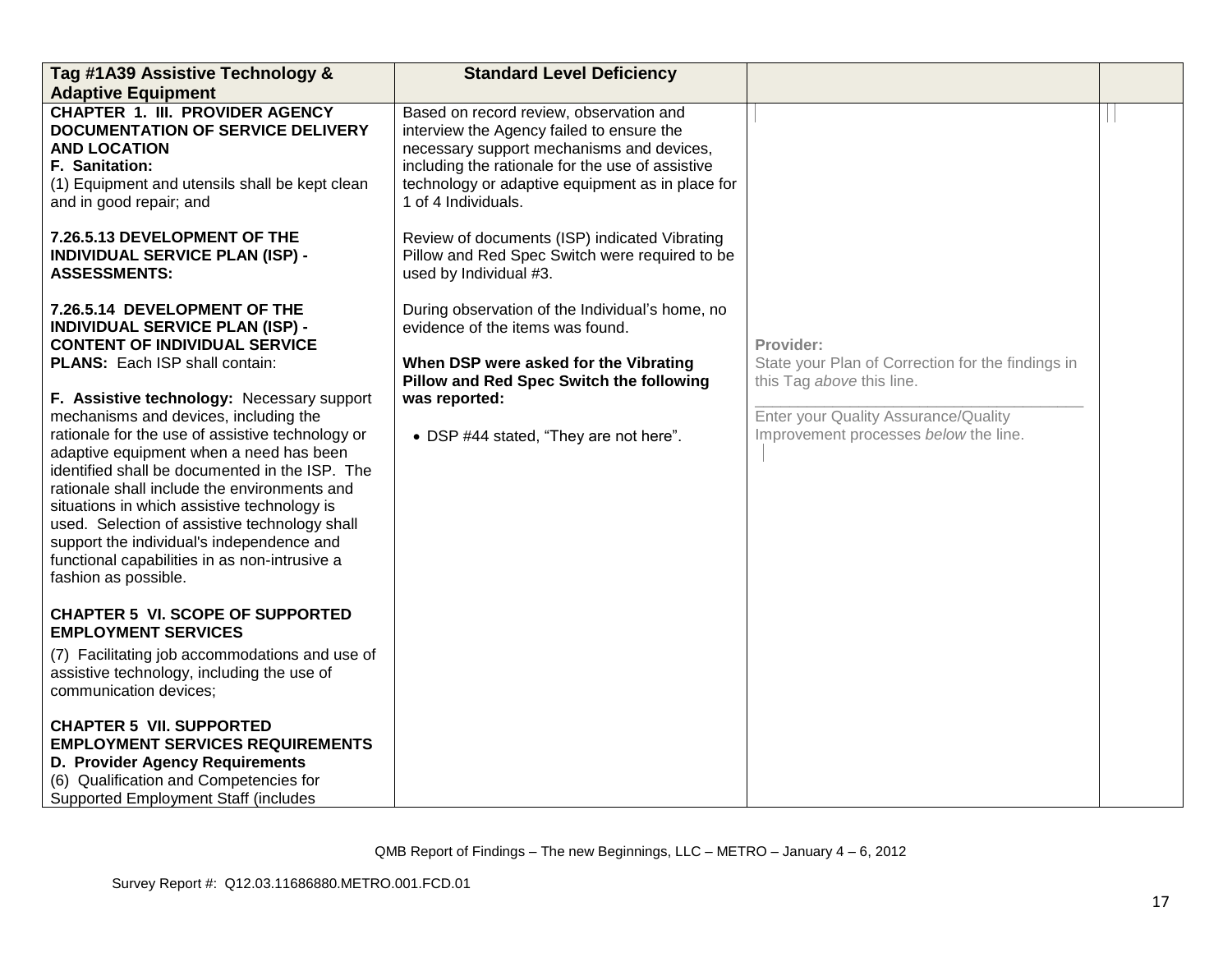| Tag #1A39 Assistive Technology & Adaptive Equipment | Standard Level Deficiency | | |
|---|---|---|---|
| **CHAPTER 1. III. PROVIDER AGENCY DOCUMENTATION OF SERVICE DELIVERY AND LOCATION**<br>**F. Sanitation:**<br>(1) Equipment and utensils shall be kept clean and in good repair; and<br><br>**7.26.5.13 DEVELOPMENT OF THE INDIVIDUAL SERVICE PLAN (ISP) - ASSESSMENTS:**<br><br>**7.26.5.14 DEVELOPMENT OF THE INDIVIDUAL SERVICE PLAN (ISP) - CONTENT OF INDIVIDUAL SERVICE PLANS:** Each ISP shall contain:<br><br>**F. Assistive technology:** Necessary support mechanisms and devices, including the rationale for the use of assistive technology or adaptive equipment when a need has been identified shall be documented in the ISP. The rationale shall include the environments and situations in which assistive technology is used. Selection of assistive technology shall support the individual's independence and functional capabilities in as non-intrusive a fashion as possible.<br><br>**CHAPTER 5 VI. SCOPE OF SUPPORTED EMPLOYMENT SERVICES**<br>(7) Facilitating job accommodations and use of assistive technology, including the use of communication devices;<br><br>**CHAPTER 5 VII. SUPPORTED EMPLOYMENT SERVICES REQUIREMENTS**<br>**D. Provider Agency Requirements**<br>(6) Qualification and Competencies for Supported Employment Staff (includes | Based on record review, observation and interview the Agency failed to ensure the necessary support mechanisms and devices, including the rationale for the use of assistive technology or adaptive equipment as in place for 1 of 4 Individuals.<br><br>Review of documents (ISP) indicated Vibrating Pillow and Red Spec Switch were required to be used by Individual #3.<br><br>During observation of the Individual's home, no evidence of the items was found.<br><br>**When DSP were asked for the Vibrating Pillow and Red Spec Switch the following was reported:**<br><br>• DSP #44 stated, "They are not here". | **Provider:**<br>State your Plan of Correction for the findings in this Tag *above* this line.<br>\_\_\_\_\_\_\_\_\_\_\_\_\_\_\_\_\_\_\_\_\_\_\_\_\_\_\_\_\_\_\_\_<br>Enter your Quality Assurance/Quality Improvement processes *below* the line. | |

QMB Report of Findings – The new Beginnings, LLC – METRO – January 4 – 6, 2012

Survey Report #: Q12.03.11686880.METRO.001.FCD.01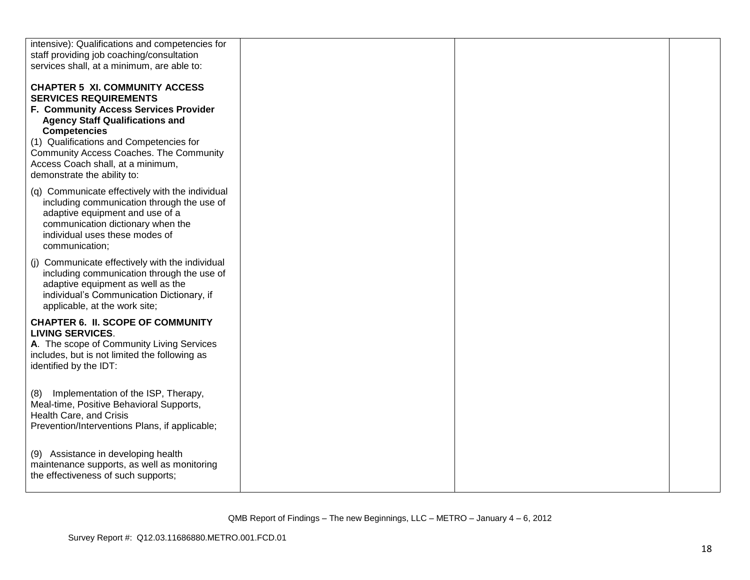| | | | |
|---|---|---|---|
| intensive): Qualifications and competencies for staff providing job coaching/consultation services shall, at a minimum, are able to:<br><br>**CHAPTER 5 XI. COMMUNITY ACCESS SERVICES REQUIREMENTS**<br>**F. Community Access Services Provider Agency Staff Qualifications and Competencies**<br>(1) Qualifications and Competencies for Community Access Coaches. The Community Access Coach shall, at a minimum, demonstrate the ability to:<br><br>(q) Communicate effectively with the individual including communication through the use of adaptive equipment and use of a communication dictionary when the individual uses these modes of communication;<br><br>(j) Communicate effectively with the individual including communication through the use of adaptive equipment as well as the individual's Communication Dictionary, if applicable, at the work site;<br><br>**CHAPTER 6. II. SCOPE OF COMMUNITY LIVING SERVICES**.<br>**A**. The scope of Community Living Services includes, but is not limited the following as identified by the IDT:<br><br>(8) Implementation of the ISP, Therapy, Meal-time, Positive Behavioral Supports, Health Care, and Crisis Prevention/Interventions Plans, if applicable;<br><br>(9) Assistance in developing health maintenance supports, as well as monitoring the effectiveness of such supports; | | | |

QMB Report of Findings – The new Beginnings, LLC – METRO – January 4 – 6, 2012

Survey Report #: Q12.03.11686880.METRO.001.FCD.01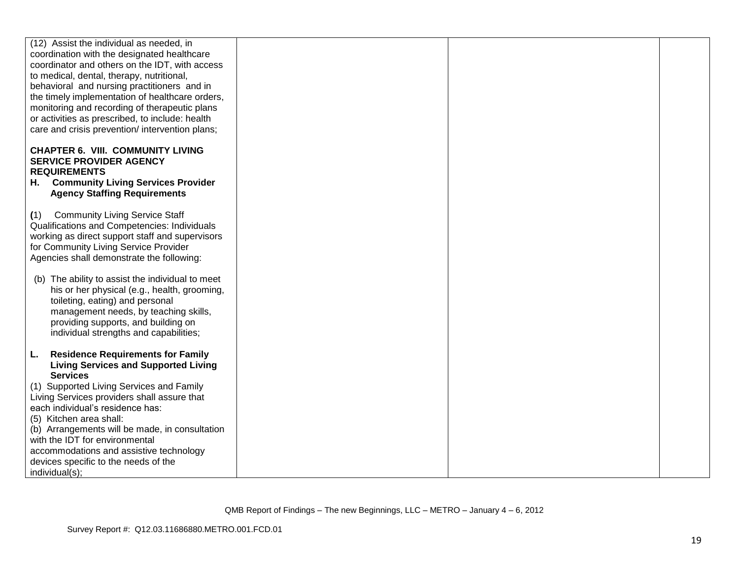| | | | |
|---|---|---|---|
| (12) Assist the individual as needed, in coordination with the designated healthcare coordinator and others on the IDT, with access to medical, dental, therapy, nutritional, behavioral and nursing practitioners and in the timely implementation of healthcare orders, monitoring and recording of therapeutic plans or activities as prescribed, to include: health care and crisis prevention/ intervention plans;<br><br>**CHAPTER 6. VIII. COMMUNITY LIVING SERVICE PROVIDER AGENCY REQUIREMENTS**<br>**H. Community Living Services Provider Agency Staffing Requirements**<br><br>**(**1) Community Living Service Staff Qualifications and Competencies: Individuals working as direct support staff and supervisors for Community Living Service Provider Agencies shall demonstrate the following:<br><br>(b) The ability to assist the individual to meet his or her physical (e.g., health, grooming, toileting, eating) and personal management needs, by teaching skills, providing supports, and building on individual strengths and capabilities;<br><br>**L. Residence Requirements for Family Living Services and Supported Living Services**<br>(1) Supported Living Services and Family Living Services providers shall assure that each individual's residence has:<br>(5) Kitchen area shall:<br>(b) Arrangements will be made, in consultation with the IDT for environmental accommodations and assistive technology devices specific to the needs of the individual(s); | | | |

QMB Report of Findings – The new Beginnings, LLC – METRO – January 4 – 6, 2012

Survey Report #: Q12.03.11686880.METRO.001.FCD.01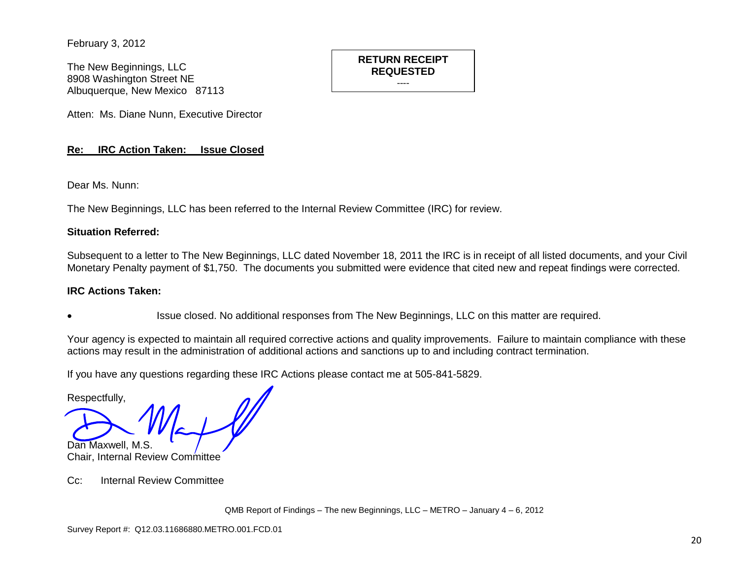February 3, 2012

The New Beginnings, LLC
8908 Washington Street NE
Albuquerque, New Mexico 87113

**RETURN RECEIPT REQUESTED**
----

Atten: Ms. Diane Nunn, Executive Director

**Re: IRC Action Taken: Issue Closed**

Dear Ms. Nunn:

The New Beginnings, LLC has been referred to the Internal Review Committee (IRC) for review.

**Situation Referred:**

Subsequent to a letter to The New Beginnings, LLC dated November 18, 2011 the IRC is in receipt of all listed documents, and your Civil Monetary Penalty payment of $1,750. The documents you submitted were evidence that cited new and repeat findings were corrected.

**IRC Actions Taken:**

- Issue closed. No additional responses from The New Beginnings, LLC on this matter are required.

Your agency is expected to maintain all required corrective actions and quality improvements. Failure to maintain compliance with these actions may result in the administration of additional actions and sanctions up to and including contract termination.

If you have any questions regarding these IRC Actions please contact me at 505-841-5829.

Respectfully,

Dan Maxwell, M.S.
Chair, Internal Review Committee

Cc: Internal Review Committee

QMB Report of Findings – The new Beginnings, LLC – METRO – January 4 – 6, 2012

Survey Report #: Q12.03.11686880.METRO.001.FCD.01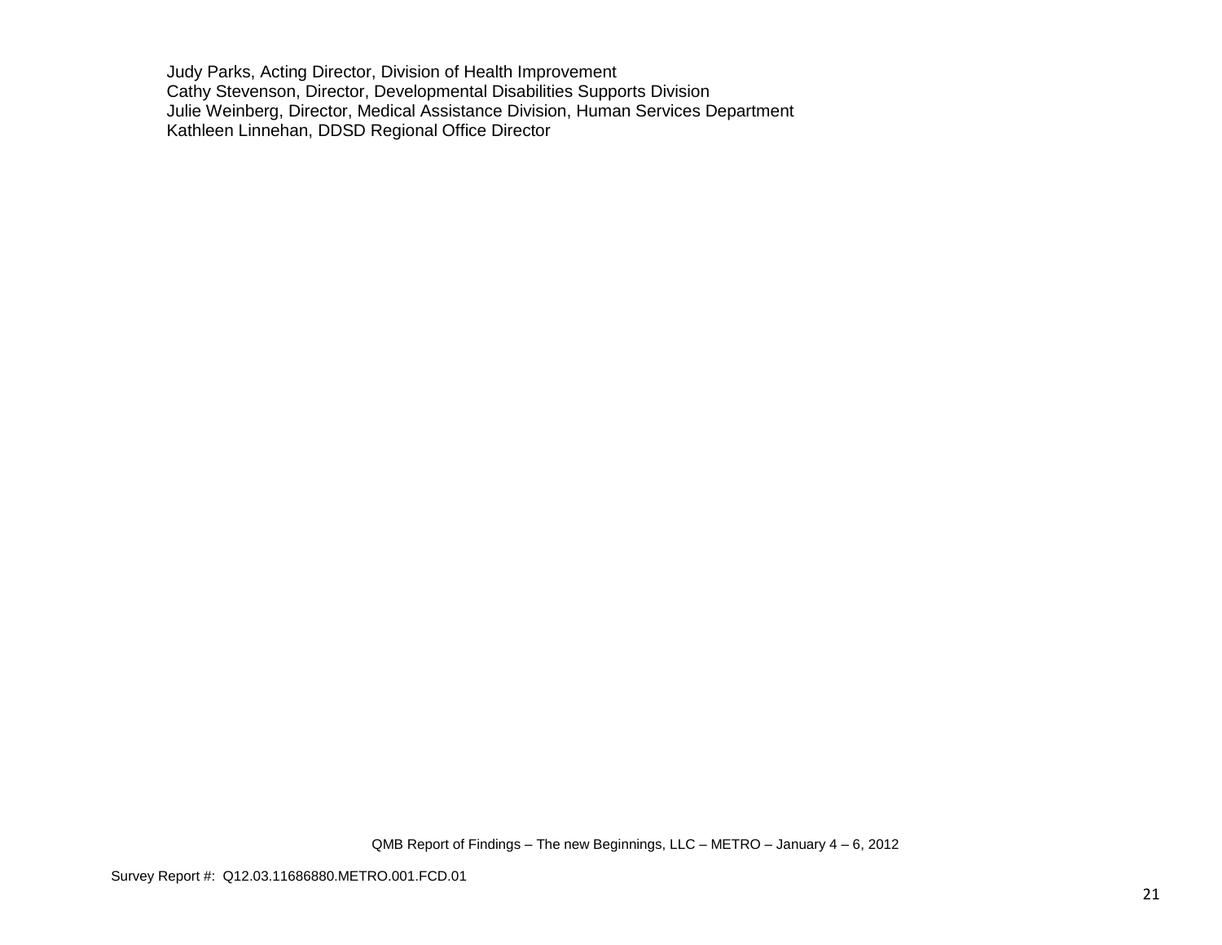Judy Parks, Acting Director, Division of Health Improvement
Cathy Stevenson, Director, Developmental Disabilities Supports Division
Julie Weinberg, Director, Medical Assistance Division, Human Services Department
Kathleen Linnehan, DDSD Regional Office Director